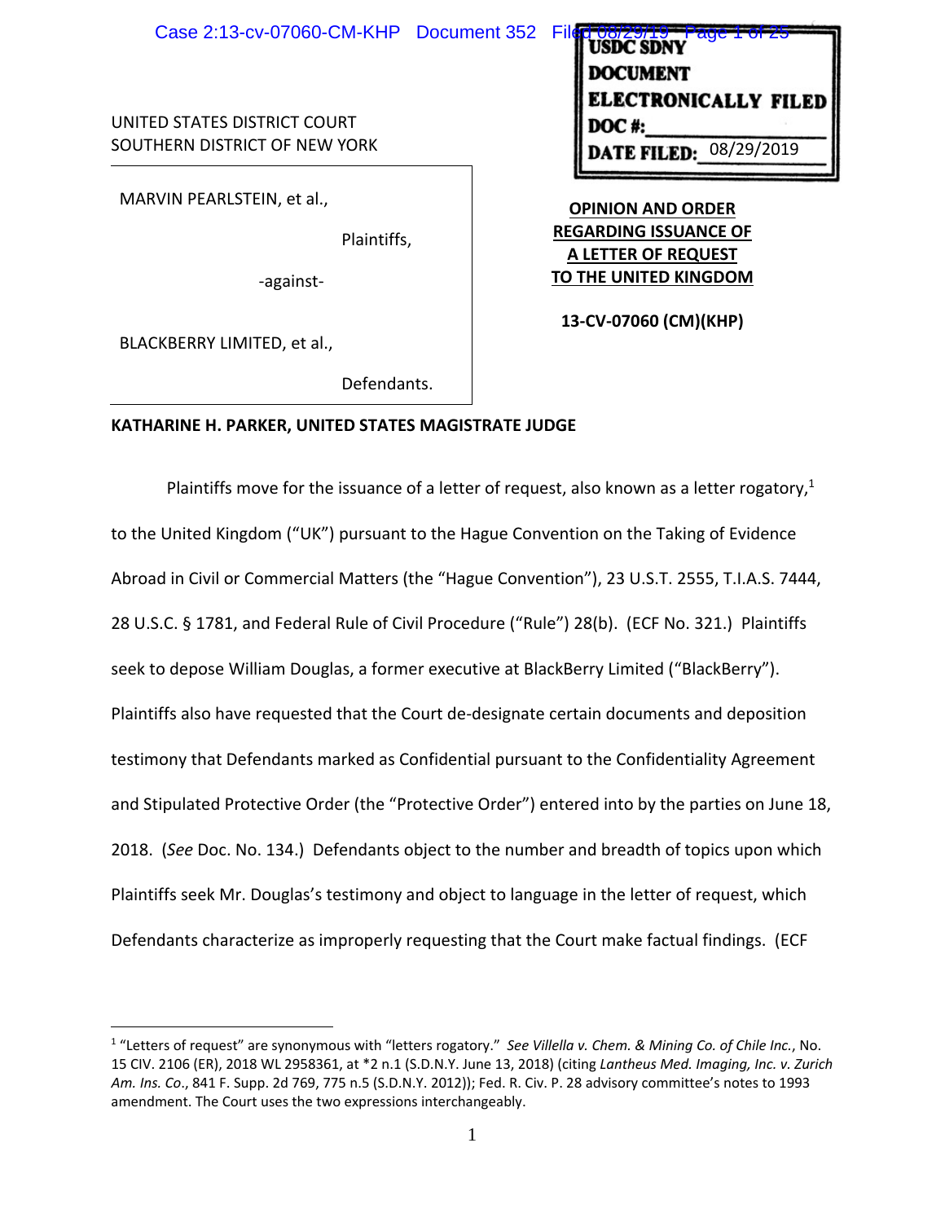UNITED STATES DISTRICT COURT
SOUTHERN DISTRICT OF NEW YORK

USDC SDNY
DOCUMENT
ELECTRONICALLY FILED
DOC #:
DATE FILED: 08/29/2019

MARVIN PEARLSTEIN, et al.,

Plaintiffs,

-against-

BLACKBERRY LIMITED, et al.,

Defendants.

**OPINION AND ORDER REGARDING ISSUANCE OF A LETTER OF REQUEST TO THE UNITED KINGDOM**

**13-CV-07060 (CM)(KHP)**

**KATHARINE H. PARKER, UNITED STATES MAGISTRATE JUDGE**

Plaintiffs move for the issuance of a letter of request, also known as a letter rogatory,[1] to the United Kingdom ("UK") pursuant to the Hague Convention on the Taking of Evidence Abroad in Civil or Commercial Matters (the "Hague Convention"), 23 U.S.T. 2555, T.I.A.S. 7444, 28 U.S.C. § 1781, and Federal Rule of Civil Procedure ("Rule") 28(b). (ECF No. 321.) Plaintiffs seek to depose William Douglas, a former executive at BlackBerry Limited ("BlackBerry"). Plaintiffs also have requested that the Court de-designate certain documents and deposition testimony that Defendants marked as Confidential pursuant to the Confidentiality Agreement and Stipulated Protective Order (the "Protective Order") entered into by the parties on June 18, 2018. (*See* Doc. No. 134.) Defendants object to the number and breadth of topics upon which Plaintiffs seek Mr. Douglas's testimony and object to language in the letter of request, which Defendants characterize as improperly requesting that the Court make factual findings. (ECF

[1] "Letters of request" are synonymous with "letters rogatory." *See Villella v. Chem. & Mining Co. of Chile Inc.*, No. 15 CIV. 2106 (ER), 2018 WL 2958361, at *2 n.1 (S.D.N.Y. June 13, 2018) (citing *Lantheus Med. Imaging, Inc. v. Zurich Am. Ins. Co*., 841 F. Supp. 2d 769, 775 n.5 (S.D.N.Y. 2012)); Fed. R. Civ. P. 28 advisory committee's notes to 1993 amendment. The Court uses the two expressions interchangeably.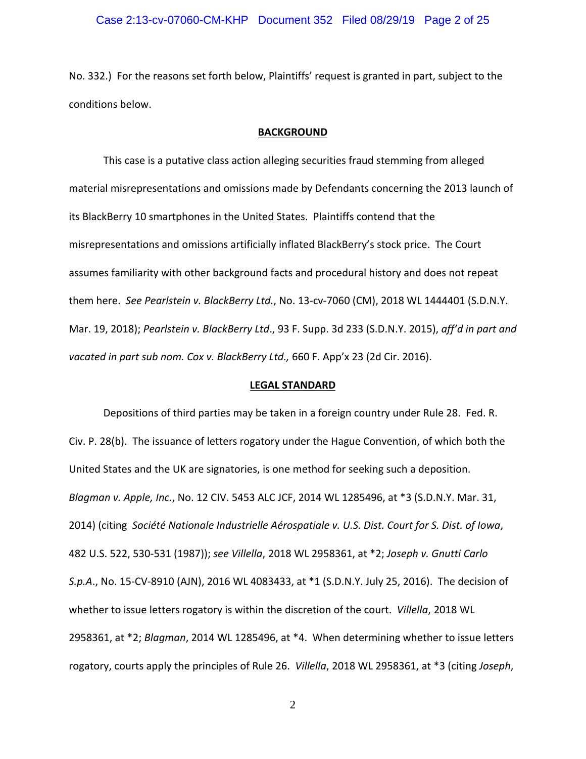No. 332.) For the reasons set forth below, Plaintiffs' request is granted in part, subject to the conditions below.

## BACKGROUND

This case is a putative class action alleging securities fraud stemming from alleged material misrepresentations and omissions made by Defendants concerning the 2013 launch of its BlackBerry 10 smartphones in the United States. Plaintiffs contend that the misrepresentations and omissions artificially inflated BlackBerry's stock price. The Court assumes familiarity with other background facts and procedural history and does not repeat them here. *See Pearlstein v. BlackBerry Ltd.*, No. 13-cv-7060 (CM), 2018 WL 1444401 (S.D.N.Y. Mar. 19, 2018); *Pearlstein v. BlackBerry Ltd*., 93 F. Supp. 3d 233 (S.D.N.Y. 2015), *aff'd in part and vacated in part sub nom. Cox v. BlackBerry Ltd.,* 660 F. App'x 23 (2d Cir. 2016).

## LEGAL STANDARD

Depositions of third parties may be taken in a foreign country under Rule 28. Fed. R. Civ. P. 28(b). The issuance of letters rogatory under the Hague Convention, of which both the United States and the UK are signatories, is one method for seeking such a deposition. *Blagman v. Apple, Inc.*, No. 12 CIV. 5453 ALC JCF, 2014 WL 1285496, at *3 (S.D.N.Y. Mar. 31, 2014) (citing *Société Nationale Industrielle Aérospatiale v. U.S. Dist. Court for S. Dist. of Iowa*, 482 U.S. 522, 530-531 (1987)); *see Villella*, 2018 WL 2958361, at *2; *Joseph v. Gnutti Carlo S.p.A*., No. 15-CV-8910 (AJN), 2016 WL 4083433, at *1 (S.D.N.Y. July 25, 2016). The decision of whether to issue letters rogatory is within the discretion of the court. *Villella*, 2018 WL 2958361, at *2; *Blagman*, 2014 WL 1285496, at *4. When determining whether to issue letters rogatory, courts apply the principles of Rule 26. *Villella*, 2018 WL 2958361, at *3 (citing *Joseph*,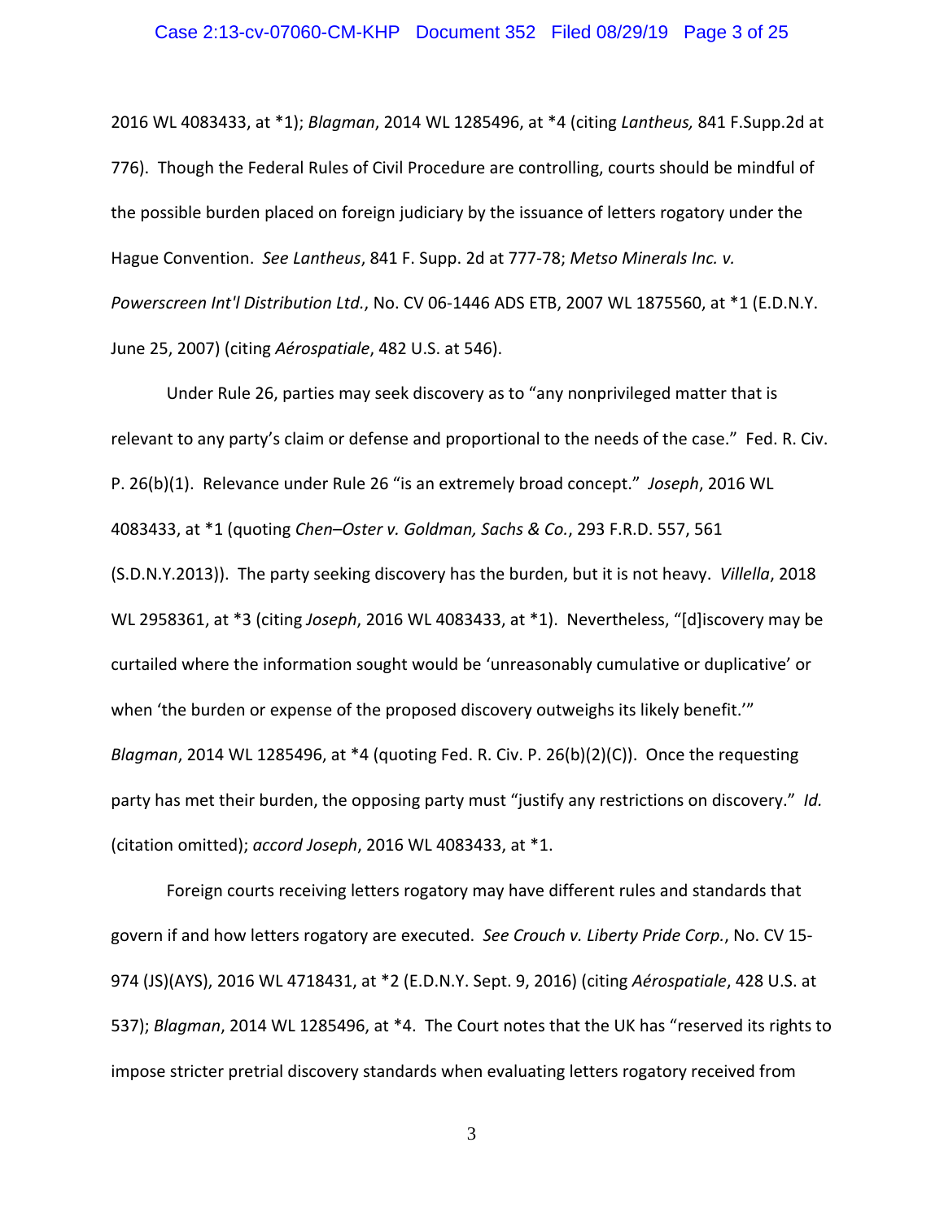2016 WL 4083433, at *1); *Blagman*, 2014 WL 1285496, at *4 (citing *Lantheus,* 841 F.Supp.2d at 776). Though the Federal Rules of Civil Procedure are controlling, courts should be mindful of the possible burden placed on foreign judiciary by the issuance of letters rogatory under the Hague Convention. *See Lantheus*, 841 F. Supp. 2d at 777-78; *Metso Minerals Inc. v. Powerscreen Int'l Distribution Ltd.*, No. CV 06-1446 ADS ETB, 2007 WL 1875560, at *1 (E.D.N.Y. June 25, 2007) (citing *Aérospatiale*, 482 U.S. at 546).

Under Rule 26, parties may seek discovery as to "any nonprivileged matter that is relevant to any party's claim or defense and proportional to the needs of the case." Fed. R. Civ. P. 26(b)(1). Relevance under Rule 26 "is an extremely broad concept." *Joseph*, 2016 WL 4083433, at *1 (quoting *Chen–Oster v. Goldman, Sachs & Co.*, 293 F.R.D. 557, 561 (S.D.N.Y.2013)). The party seeking discovery has the burden, but it is not heavy. *Villella*, 2018 WL 2958361, at *3 (citing *Joseph*, 2016 WL 4083433, at *1). Nevertheless, "[d]iscovery may be curtailed where the information sought would be 'unreasonably cumulative or duplicative' or when 'the burden or expense of the proposed discovery outweighs its likely benefit.'" *Blagman*, 2014 WL 1285496, at *4 (quoting Fed. R. Civ. P. 26(b)(2)(C)). Once the requesting party has met their burden, the opposing party must "justify any restrictions on discovery." *Id.* (citation omitted); *accord Joseph*, 2016 WL 4083433, at *1.

Foreign courts receiving letters rogatory may have different rules and standards that govern if and how letters rogatory are executed. *See Crouch v. Liberty Pride Corp.*, No. CV 15-974 (JS)(AYS), 2016 WL 4718431, at *2 (E.D.N.Y. Sept. 9, 2016) (citing *Aérospatiale*, 428 U.S. at 537); *Blagman*, 2014 WL 1285496, at *4. The Court notes that the UK has "reserved its rights to impose stricter pretrial discovery standards when evaluating letters rogatory received from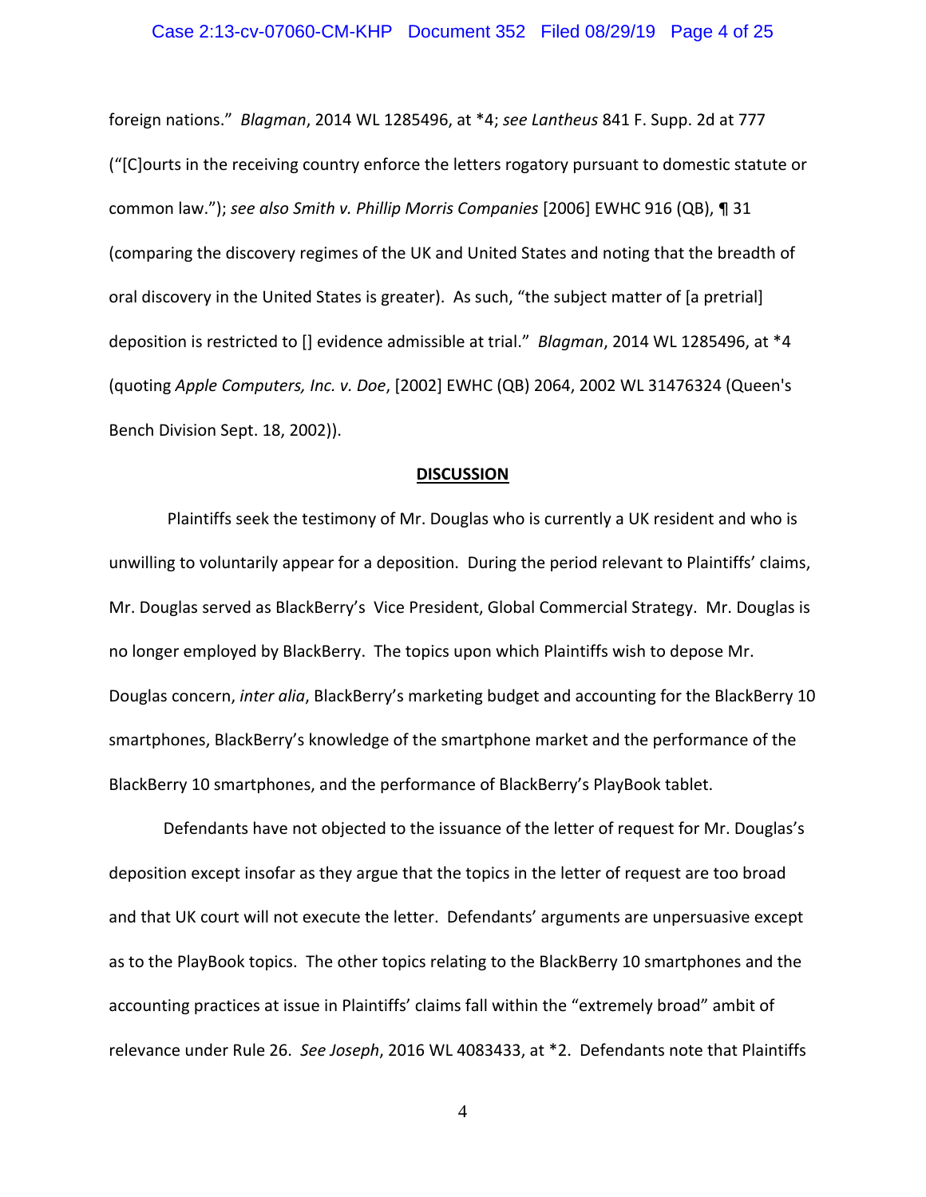foreign nations." *Blagman*, 2014 WL 1285496, at *4; *see Lantheus* 841 F. Supp. 2d at 777 ("[C]ourts in the receiving country enforce the letters rogatory pursuant to domestic statute or common law."); *see also Smith v. Phillip Morris Companies* [2006] EWHC 916 (QB), ¶ 31 (comparing the discovery regimes of the UK and United States and noting that the breadth of oral discovery in the United States is greater). As such, "the subject matter of [a pretrial] deposition is restricted to [] evidence admissible at trial." *Blagman*, 2014 WL 1285496, at *4 (quoting *Apple Computers, Inc. v. Doe*, [2002] EWHC (QB) 2064, 2002 WL 31476324 (Queen's Bench Division Sept. 18, 2002)).

## DISCUSSION

Plaintiffs seek the testimony of Mr. Douglas who is currently a UK resident and who is unwilling to voluntarily appear for a deposition. During the period relevant to Plaintiffs' claims, Mr. Douglas served as BlackBerry's Vice President, Global Commercial Strategy. Mr. Douglas is no longer employed by BlackBerry. The topics upon which Plaintiffs wish to depose Mr. Douglas concern, *inter alia*, BlackBerry's marketing budget and accounting for the BlackBerry 10 smartphones, BlackBerry's knowledge of the smartphone market and the performance of the BlackBerry 10 smartphones, and the performance of BlackBerry's PlayBook tablet.

Defendants have not objected to the issuance of the letter of request for Mr. Douglas's deposition except insofar as they argue that the topics in the letter of request are too broad and that UK court will not execute the letter. Defendants' arguments are unpersuasive except as to the PlayBook topics. The other topics relating to the BlackBerry 10 smartphones and the accounting practices at issue in Plaintiffs' claims fall within the "extremely broad" ambit of relevance under Rule 26. *See Joseph*, 2016 WL 4083433, at *2. Defendants note that Plaintiffs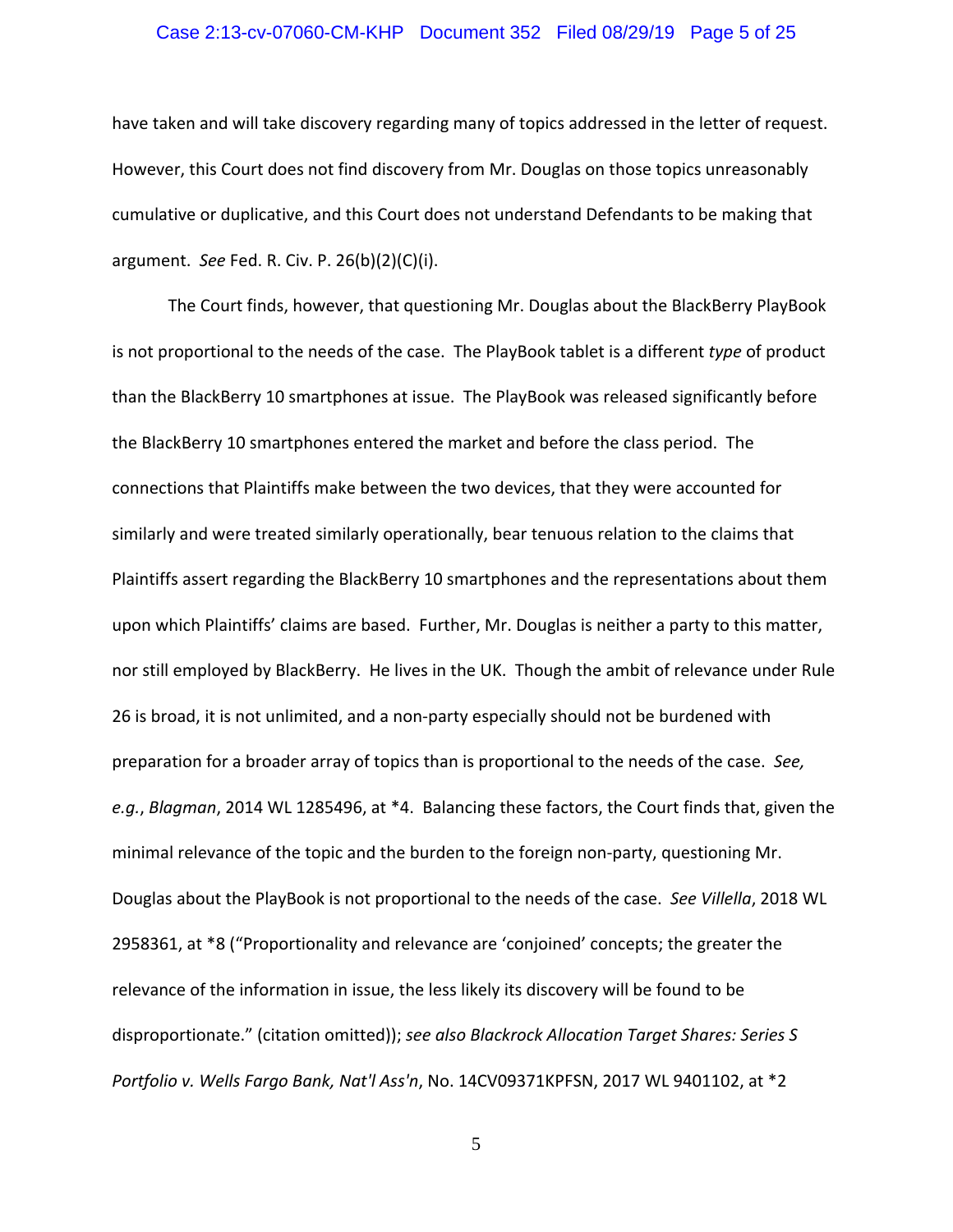have taken and will take discovery regarding many of topics addressed in the letter of request. However, this Court does not find discovery from Mr. Douglas on those topics unreasonably cumulative or duplicative, and this Court does not understand Defendants to be making that argument. *See* Fed. R. Civ. P. 26(b)(2)(C)(i).

The Court finds, however, that questioning Mr. Douglas about the BlackBerry PlayBook is not proportional to the needs of the case. The PlayBook tablet is a different *type* of product than the BlackBerry 10 smartphones at issue. The PlayBook was released significantly before the BlackBerry 10 smartphones entered the market and before the class period. The connections that Plaintiffs make between the two devices, that they were accounted for similarly and were treated similarly operationally, bear tenuous relation to the claims that Plaintiffs assert regarding the BlackBerry 10 smartphones and the representations about them upon which Plaintiffs' claims are based. Further, Mr. Douglas is neither a party to this matter, nor still employed by BlackBerry. He lives in the UK. Though the ambit of relevance under Rule 26 is broad, it is not unlimited, and a non-party especially should not be burdened with preparation for a broader array of topics than is proportional to the needs of the case. *See, e.g.*, *Blagman*, 2014 WL 1285496, at *4. Balancing these factors, the Court finds that, given the minimal relevance of the topic and the burden to the foreign non-party, questioning Mr. Douglas about the PlayBook is not proportional to the needs of the case. *See Villella*, 2018 WL 2958361, at *8 ("Proportionality and relevance are 'conjoined' concepts; the greater the relevance of the information in issue, the less likely its discovery will be found to be disproportionate." (citation omitted)); *see also Blackrock Allocation Target Shares: Series S Portfolio v. Wells Fargo Bank, Nat'l Ass'n*, No. 14CV09371KPFSN, 2017 WL 9401102, at *2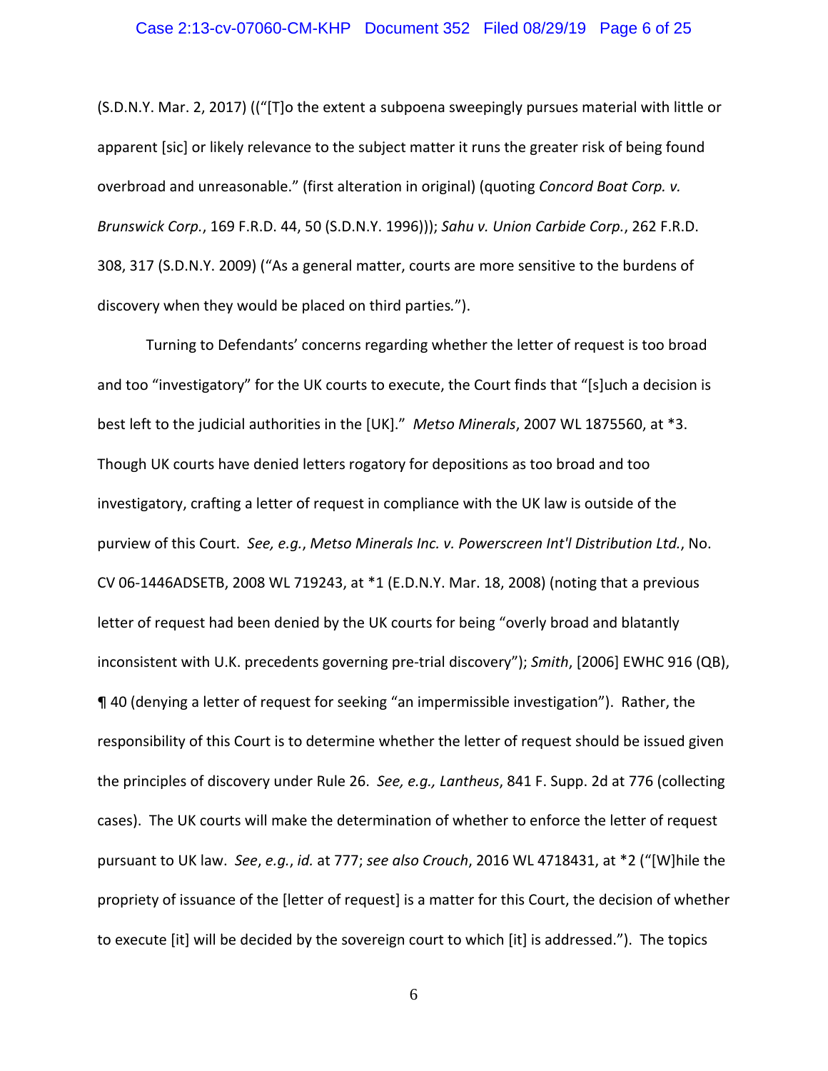(S.D.N.Y. Mar. 2, 2017) ((“[T]o the extent a subpoena sweepingly pursues material with little or apparent [sic] or likely relevance to the subject matter it runs the greater risk of being found overbroad and unreasonable.” (first alteration in original) (quoting *Concord Boat Corp. v. Brunswick Corp.*, 169 F.R.D. 44, 50 (S.D.N.Y. 1996))); *Sahu v. Union Carbide Corp.*, 262 F.R.D. 308, 317 (S.D.N.Y. 2009) (“As a general matter, courts are more sensitive to the burdens of discovery when they would be placed on third parties.”).

Turning to Defendants’ concerns regarding whether the letter of request is too broad and too “investigatory” for the UK courts to execute, the Court finds that “[s]uch a decision is best left to the judicial authorities in the [UK].” *Metso Minerals*, 2007 WL 1875560, at *3. Though UK courts have denied letters rogatory for depositions as too broad and too investigatory, crafting a letter of request in compliance with the UK law is outside of the purview of this Court. *See, e.g.*, *Metso Minerals Inc. v. Powerscreen Int'l Distribution Ltd.*, No. CV 06-1446ADSETB, 2008 WL 719243, at *1 (E.D.N.Y. Mar. 18, 2008) (noting that a previous letter of request had been denied by the UK courts for being “overly broad and blatantly inconsistent with U.K. precedents governing pre-trial discovery”); *Smith*, [2006] EWHC 916 (QB), ¶ 40 (denying a letter of request for seeking “an impermissible investigation”). Rather, the responsibility of this Court is to determine whether the letter of request should be issued given the principles of discovery under Rule 26. *See, e.g., Lantheus*, 841 F. Supp. 2d at 776 (collecting cases). The UK courts will make the determination of whether to enforce the letter of request pursuant to UK law. *See*, *e.g.*, *id.* at 777; *see also Crouch*, 2016 WL 4718431, at *2 (“[W]hile the propriety of issuance of the [letter of request] is a matter for this Court, the decision of whether to execute [it] will be decided by the sovereign court to which [it] is addressed.”). The topics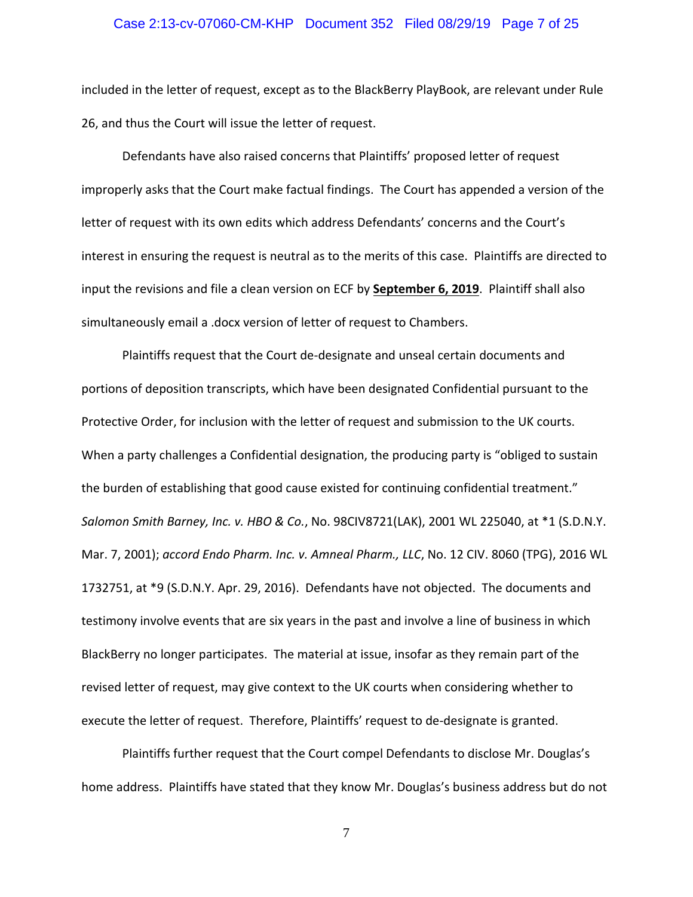included in the letter of request, except as to the BlackBerry PlayBook, are relevant under Rule 26, and thus the Court will issue the letter of request.

Defendants have also raised concerns that Plaintiffs' proposed letter of request improperly asks that the Court make factual findings. The Court has appended a version of the letter of request with its own edits which address Defendants' concerns and the Court's interest in ensuring the request is neutral as to the merits of this case. Plaintiffs are directed to input the revisions and file a clean version on ECF by **September 6, 2019**. Plaintiff shall also simultaneously email a .docx version of letter of request to Chambers.

Plaintiffs request that the Court de-designate and unseal certain documents and portions of deposition transcripts, which have been designated Confidential pursuant to the Protective Order, for inclusion with the letter of request and submission to the UK courts. When a party challenges a Confidential designation, the producing party is "obliged to sustain the burden of establishing that good cause existed for continuing confidential treatment." *Salomon Smith Barney, Inc. v. HBO & Co.*, No. 98CIV8721(LAK), 2001 WL 225040, at *1 (S.D.N.Y. Mar. 7, 2001); *accord Endo Pharm. Inc. v. Amneal Pharm., LLC*, No. 12 CIV. 8060 (TPG), 2016 WL 1732751, at *9 (S.D.N.Y. Apr. 29, 2016). Defendants have not objected. The documents and testimony involve events that are six years in the past and involve a line of business in which BlackBerry no longer participates. The material at issue, insofar as they remain part of the revised letter of request, may give context to the UK courts when considering whether to execute the letter of request. Therefore, Plaintiffs' request to de-designate is granted.

Plaintiffs further request that the Court compel Defendants to disclose Mr. Douglas's home address. Plaintiffs have stated that they know Mr. Douglas's business address but do not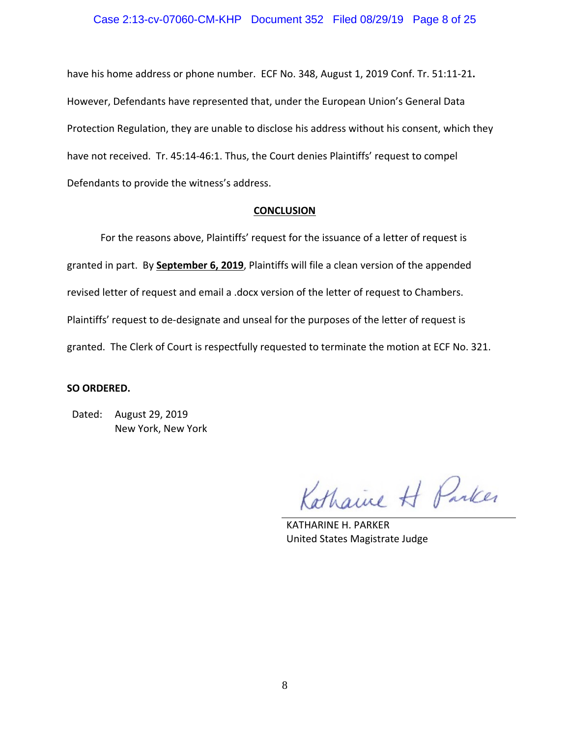have his home address or phone number. ECF No. 348, August 1, 2019 Conf. Tr. 51:11-21. However, Defendants have represented that, under the European Union's General Data Protection Regulation, they are unable to disclose his address without his consent, which they have not received. Tr. 45:14-46:1. Thus, the Court denies Plaintiffs' request to compel Defendants to provide the witness's address.

## CONCLUSION

For the reasons above, Plaintiffs' request for the issuance of a letter of request is granted in part. By **September 6, 2019**, Plaintiffs will file a clean version of the appended revised letter of request and email a .docx version of the letter of request to Chambers. Plaintiffs' request to de-designate and unseal for the purposes of the letter of request is granted. The Clerk of Court is respectfully requested to terminate the motion at ECF No. 321.

**SO ORDERED.**

Dated: August 29, 2019
New York, New York

Katharine H Parker

KATHARINE H. PARKER
United States Magistrate Judge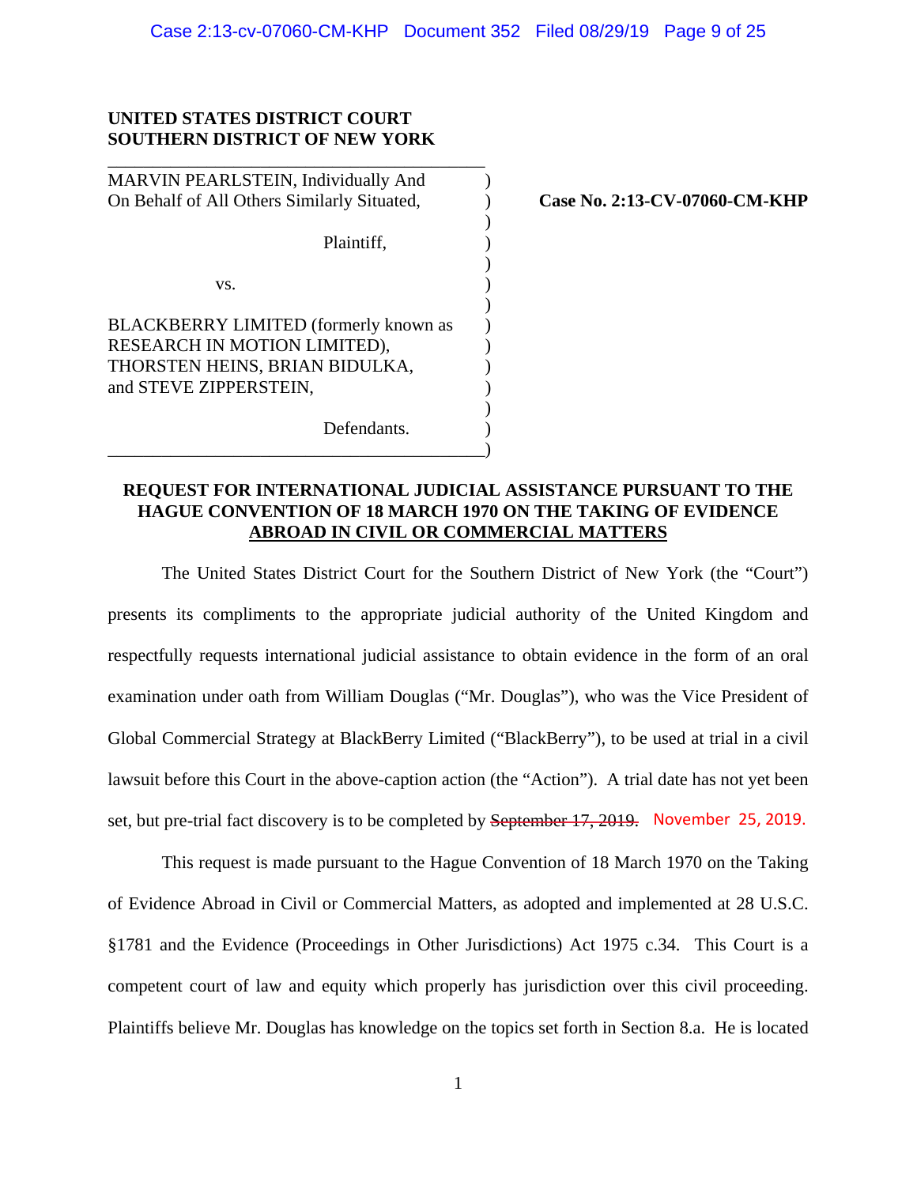**UNITED STATES DISTRICT COURT**
**SOUTHERN DISTRICT OF NEW YORK**

| | |
|---|---|
| MARVIN PEARLSTEIN, Individually And On Behalf of All Others Similarly Situated,<br><br>Plaintiff,<br><br>vs.<br><br>BLACKBERRY LIMITED (formerly known as RESEARCH IN MOTION LIMITED), THORSTEN HEINS, BRIAN BIDULKA, and STEVE ZIPPERSTEIN,<br><br>Defendants. | **Case No. 2:13-CV-07060-CM-KHP** |

**REQUEST FOR INTERNATIONAL JUDICIAL ASSISTANCE PURSUANT TO THE HAGUE CONVENTION OF 18 MARCH 1970 ON THE TAKING OF EVIDENCE ABROAD IN CIVIL OR COMMERCIAL MATTERS**

The United States District Court for the Southern District of New York (the "Court") presents its compliments to the appropriate judicial authority of the United Kingdom and respectfully requests international judicial assistance to obtain evidence in the form of an oral examination under oath from William Douglas ("Mr. Douglas"), who was the Vice President of Global Commercial Strategy at BlackBerry Limited ("BlackBerry"), to be used at trial in a civil lawsuit before this Court in the above-caption action (the "Action"). A trial date has not yet been set, but pre-trial fact discovery is to be completed by ~~September 17, 2019.~~ November 25, 2019.

This request is made pursuant to the Hague Convention of 18 March 1970 on the Taking of Evidence Abroad in Civil or Commercial Matters, as adopted and implemented at 28 U.S.C. §1781 and the Evidence (Proceedings in Other Jurisdictions) Act 1975 c.34. This Court is a competent court of law and equity which properly has jurisdiction over this civil proceeding. Plaintiffs believe Mr. Douglas has knowledge on the topics set forth in Section 8.a. He is located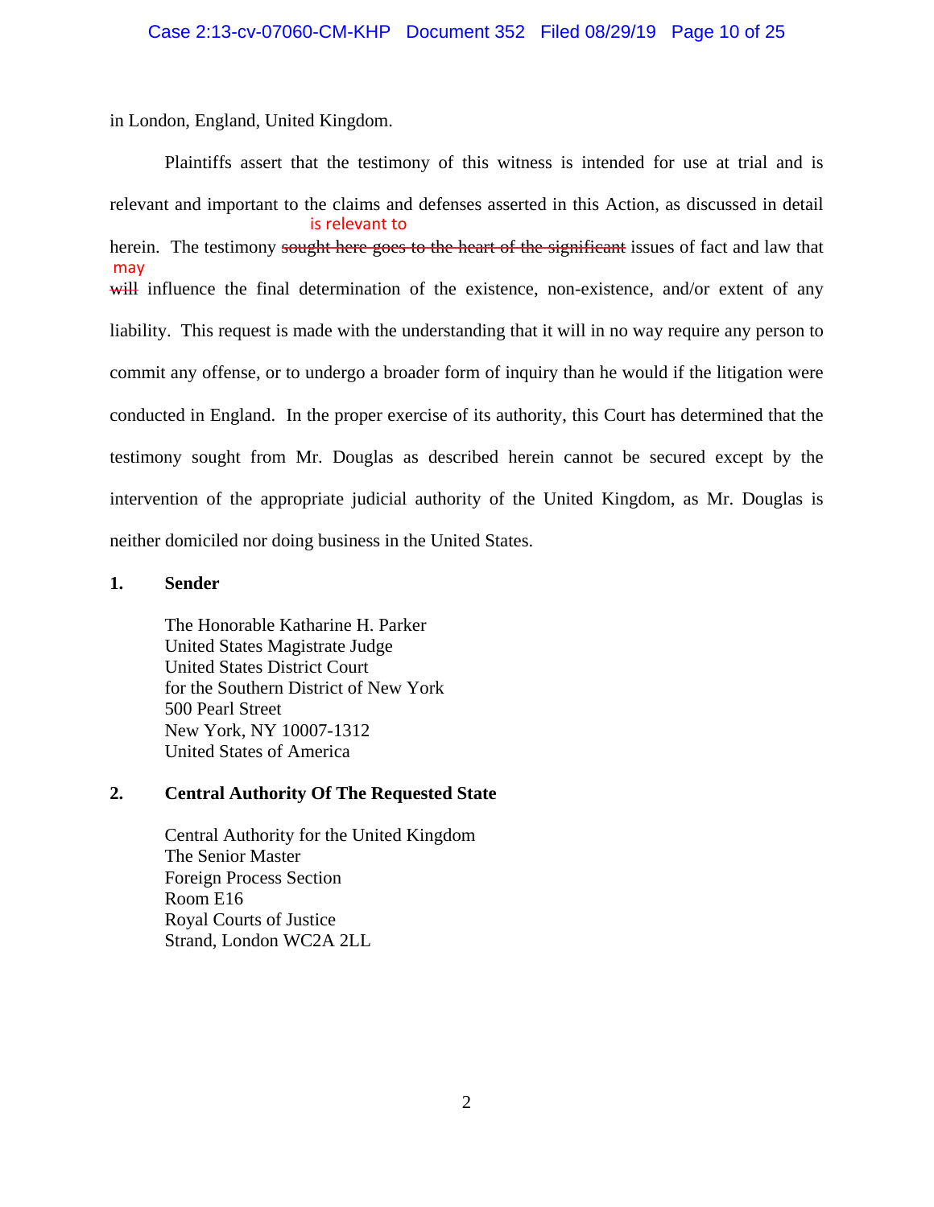in London, England, United Kingdom.

Plaintiffs assert that the testimony of this witness is intended for use at trial and is relevant and important to the claims and defenses asserted in this Action, as discussed in detail herein. The testimony ~~sought here goes to the heart of the significant~~ is relevant to issues of fact and law that ~~will~~ may influence the final determination of the existence, non-existence, and/or extent of any liability. This request is made with the understanding that it will in no way require any person to commit any offense, or to undergo a broader form of inquiry than he would if the litigation were conducted in England. In the proper exercise of its authority, this Court has determined that the testimony sought from Mr. Douglas as described herein cannot be secured except by the intervention of the appropriate judicial authority of the United Kingdom, as Mr. Douglas is neither domiciled nor doing business in the United States.

**1. Sender**

The Honorable Katharine H. Parker
United States Magistrate Judge
United States District Court
for the Southern District of New York
500 Pearl Street
New York, NY 10007-1312
United States of America

**2. Central Authority Of The Requested State**

Central Authority for the United Kingdom
The Senior Master
Foreign Process Section
Room E16
Royal Courts of Justice
Strand, London WC2A 2LL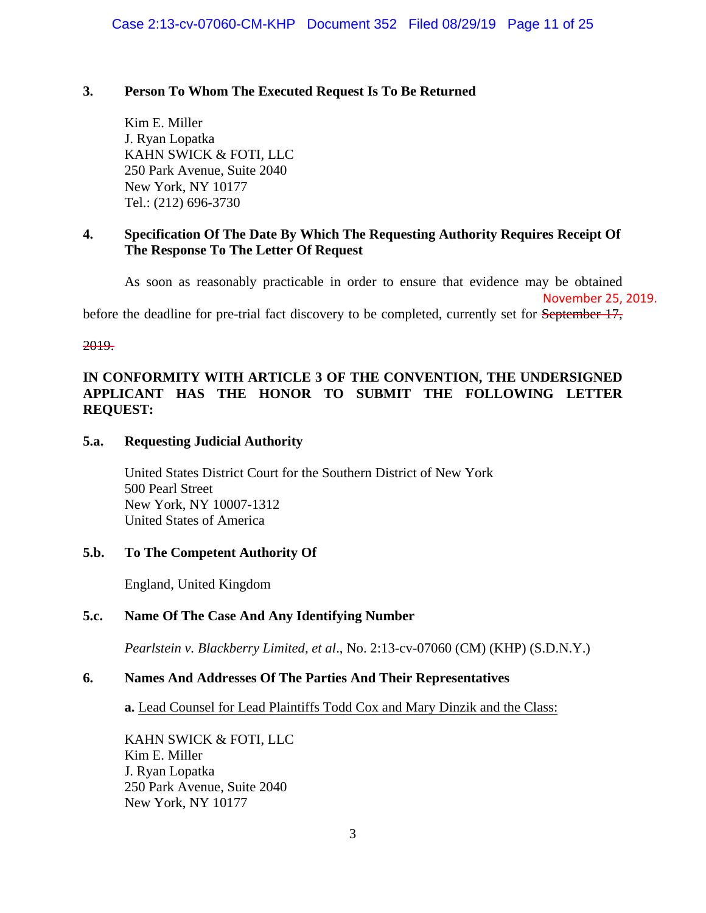**3. Person To Whom The Executed Request Is To Be Returned**

Kim E. Miller
J. Ryan Lopatka
KAHN SWICK & FOTI, LLC
250 Park Avenue, Suite 2040
New York, NY 10177
Tel.: (212) 696-3730

**4. Specification Of The Date By Which The Requesting Authority Requires Receipt Of The Response To The Letter Of Request**

As soon as reasonably practicable in order to ensure that evidence may be obtained before the deadline for pre-trial fact discovery to be completed, currently set for ~~September 17, 2019.~~ November 25, 2019.

**IN CONFORMITY WITH ARTICLE 3 OF THE CONVENTION, THE UNDERSIGNED APPLICANT HAS THE HONOR TO SUBMIT THE FOLLOWING LETTER REQUEST:**

**5.a. Requesting Judicial Authority**

United States District Court for the Southern District of New York
500 Pearl Street
New York, NY 10007-1312
United States of America

**5.b. To The Competent Authority Of**

England, United Kingdom

**5.c. Name Of The Case And Any Identifying Number**

*Pearlstein v. Blackberry Limited, et al*., No. 2:13-cv-07060 (CM) (KHP) (S.D.N.Y.)

**6. Names And Addresses Of The Parties And Their Representatives**

**a.** Lead Counsel for Lead Plaintiffs Todd Cox and Mary Dinzik and the Class:

KAHN SWICK & FOTI, LLC
Kim E. Miller
J. Ryan Lopatka
250 Park Avenue, Suite 2040
New York, NY 10177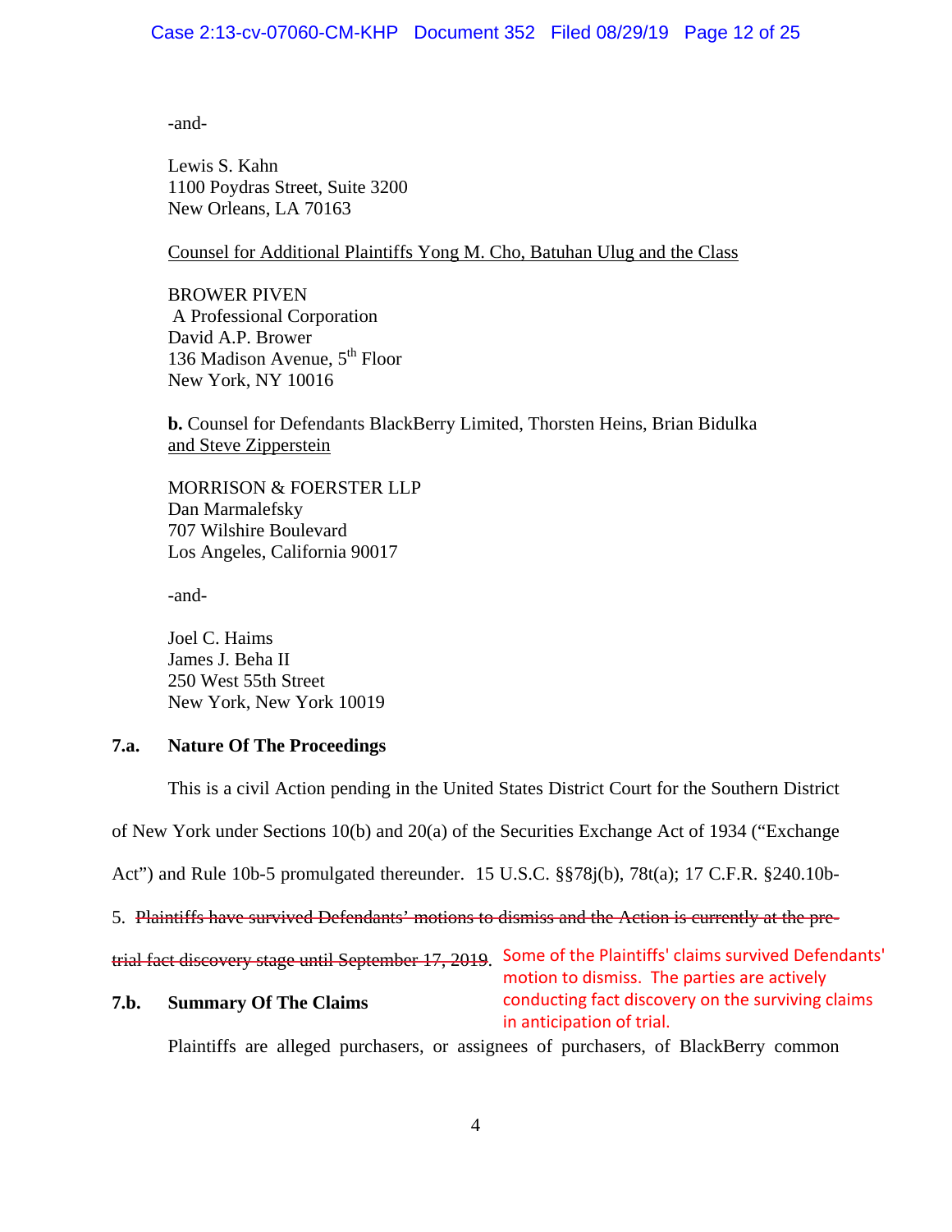-and-

Lewis S. Kahn
1100 Poydras Street, Suite 3200
New Orleans, LA 70163

Counsel for Additional Plaintiffs Yong M. Cho, Batuhan Ulug and the Class

BROWER PIVEN
A Professional Corporation
David A.P. Brower
136 Madison Avenue, 5th Floor
New York, NY 10016

**b.** Counsel for Defendants BlackBerry Limited, Thorsten Heins, Brian Bidulka and Steve Zipperstein

MORRISON & FOERSTER LLP
Dan Marmalefsky
707 Wilshire Boulevard
Los Angeles, California 90017

-and-

Joel C. Haims
James J. Beha II
250 West 55th Street
New York, New York 10019

## 7.a. Nature Of The Proceedings

This is a civil Action pending in the United States District Court for the Southern District of New York under Sections 10(b) and 20(a) of the Securities Exchange Act of 1934 ("Exchange Act") and Rule 10b-5 promulgated thereunder. 15 U.S.C. §§78j(b), 78t(a); 17 C.F.R. §240.10b-5. ~~Plaintiffs have survived Defendants' motions to dismiss and the Action is currently at the pre-trial fact discovery stage until September 17, 2019~~. Some of the Plaintiffs' claims survived Defendants' motion to dismiss. The parties are actively conducting fact discovery on the surviving claims in anticipation of trial.

## 7.b. Summary Of The Claims

Plaintiffs are alleged purchasers, or assignees of purchasers, of BlackBerry common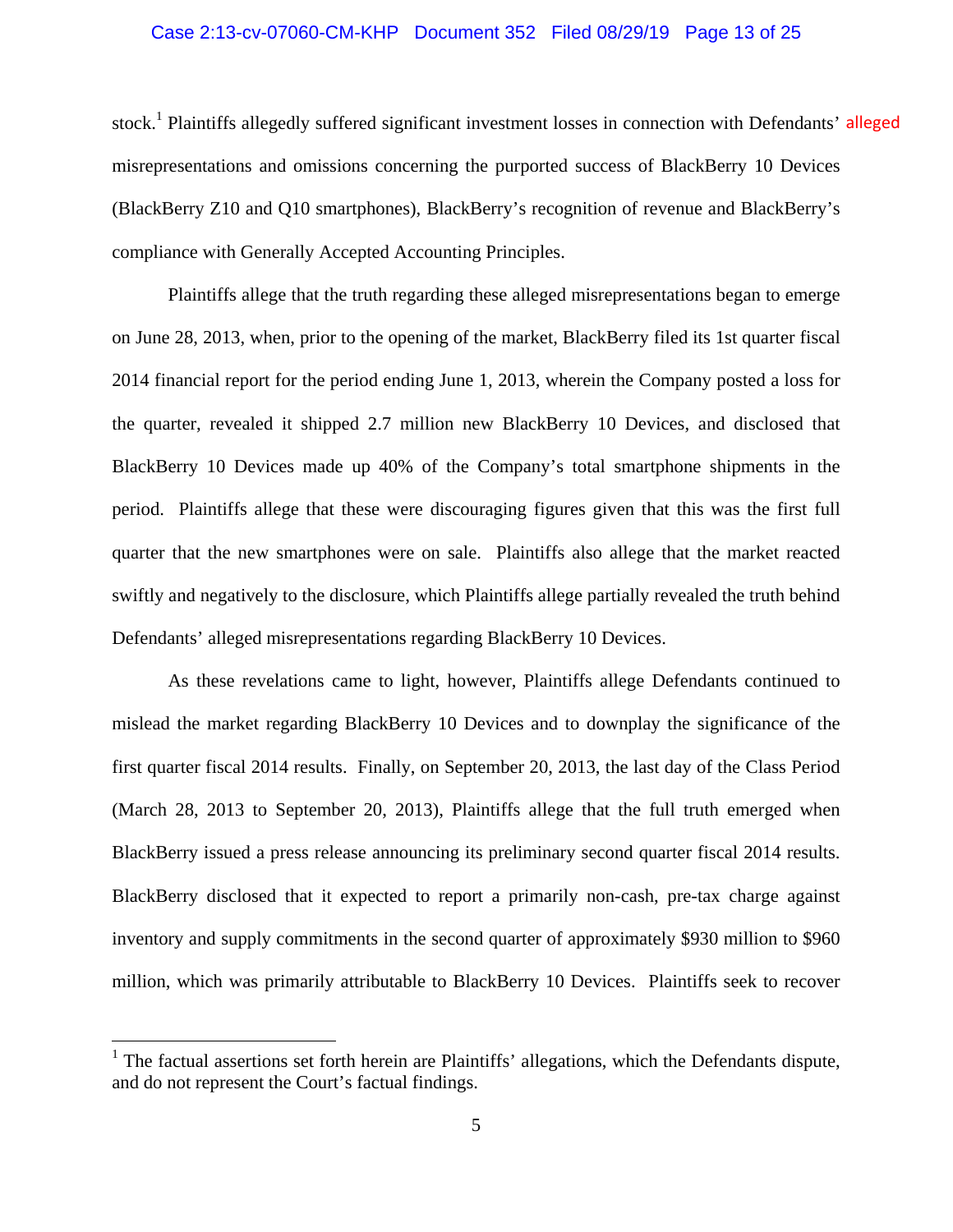stock.[1] Plaintiffs allegedly suffered significant investment losses in connection with Defendants' alleged misrepresentations and omissions concerning the purported success of BlackBerry 10 Devices (BlackBerry Z10 and Q10 smartphones), BlackBerry's recognition of revenue and BlackBerry's compliance with Generally Accepted Accounting Principles.

Plaintiffs allege that the truth regarding these alleged misrepresentations began to emerge on June 28, 2013, when, prior to the opening of the market, BlackBerry filed its 1st quarter fiscal 2014 financial report for the period ending June 1, 2013, wherein the Company posted a loss for the quarter, revealed it shipped 2.7 million new BlackBerry 10 Devices, and disclosed that BlackBerry 10 Devices made up 40% of the Company's total smartphone shipments in the period. Plaintiffs allege that these were discouraging figures given that this was the first full quarter that the new smartphones were on sale. Plaintiffs also allege that the market reacted swiftly and negatively to the disclosure, which Plaintiffs allege partially revealed the truth behind Defendants' alleged misrepresentations regarding BlackBerry 10 Devices.

As these revelations came to light, however, Plaintiffs allege Defendants continued to mislead the market regarding BlackBerry 10 Devices and to downplay the significance of the first quarter fiscal 2014 results. Finally, on September 20, 2013, the last day of the Class Period (March 28, 2013 to September 20, 2013), Plaintiffs allege that the full truth emerged when BlackBerry issued a press release announcing its preliminary second quarter fiscal 2014 results. BlackBerry disclosed that it expected to report a primarily non-cash, pre-tax charge against inventory and supply commitments in the second quarter of approximately $930 million to $960 million, which was primarily attributable to BlackBerry 10 Devices. Plaintiffs seek to recover

---

[1] The factual assertions set forth herein are Plaintiffs' allegations, which the Defendants dispute, and do not represent the Court's factual findings.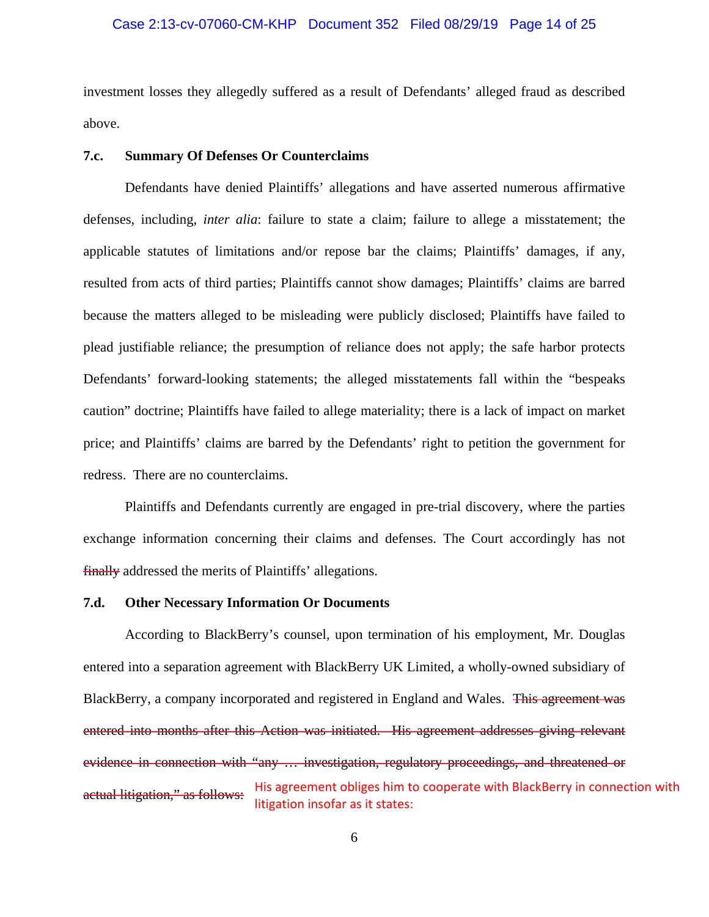investment losses they allegedly suffered as a result of Defendants' alleged fraud as described above.

### 7.c. Summary Of Defenses Or Counterclaims

Defendants have denied Plaintiffs' allegations and have asserted numerous affirmative defenses, including, *inter alia*: failure to state a claim; failure to allege a misstatement; the applicable statutes of limitations and/or repose bar the claims; Plaintiffs' damages, if any, resulted from acts of third parties; Plaintiffs cannot show damages; Plaintiffs' claims are barred because the matters alleged to be misleading were publicly disclosed; Plaintiffs have failed to plead justifiable reliance; the presumption of reliance does not apply; the safe harbor protects Defendants' forward-looking statements; the alleged misstatements fall within the "bespeaks caution" doctrine; Plaintiffs have failed to allege materiality; there is a lack of impact on market price; and Plaintiffs' claims are barred by the Defendants' right to petition the government for redress. There are no counterclaims.

Plaintiffs and Defendants currently are engaged in pre-trial discovery, where the parties exchange information concerning their claims and defenses. The Court accordingly has not ~~finally~~ addressed the merits of Plaintiffs' allegations.

### 7.d. Other Necessary Information Or Documents

According to BlackBerry's counsel, upon termination of his employment, Mr. Douglas entered into a separation agreement with BlackBerry UK Limited, a wholly-owned subsidiary of BlackBerry, a company incorporated and registered in England and Wales. ~~This agreement was entered into months after this Action was initiated. His agreement addresses giving relevant evidence in connection with "any … investigation, regulatory proceedings, and threatened or actual litigation," as follows:~~ His agreement obliges him to cooperate with BlackBerry in connection with litigation insofar as it states: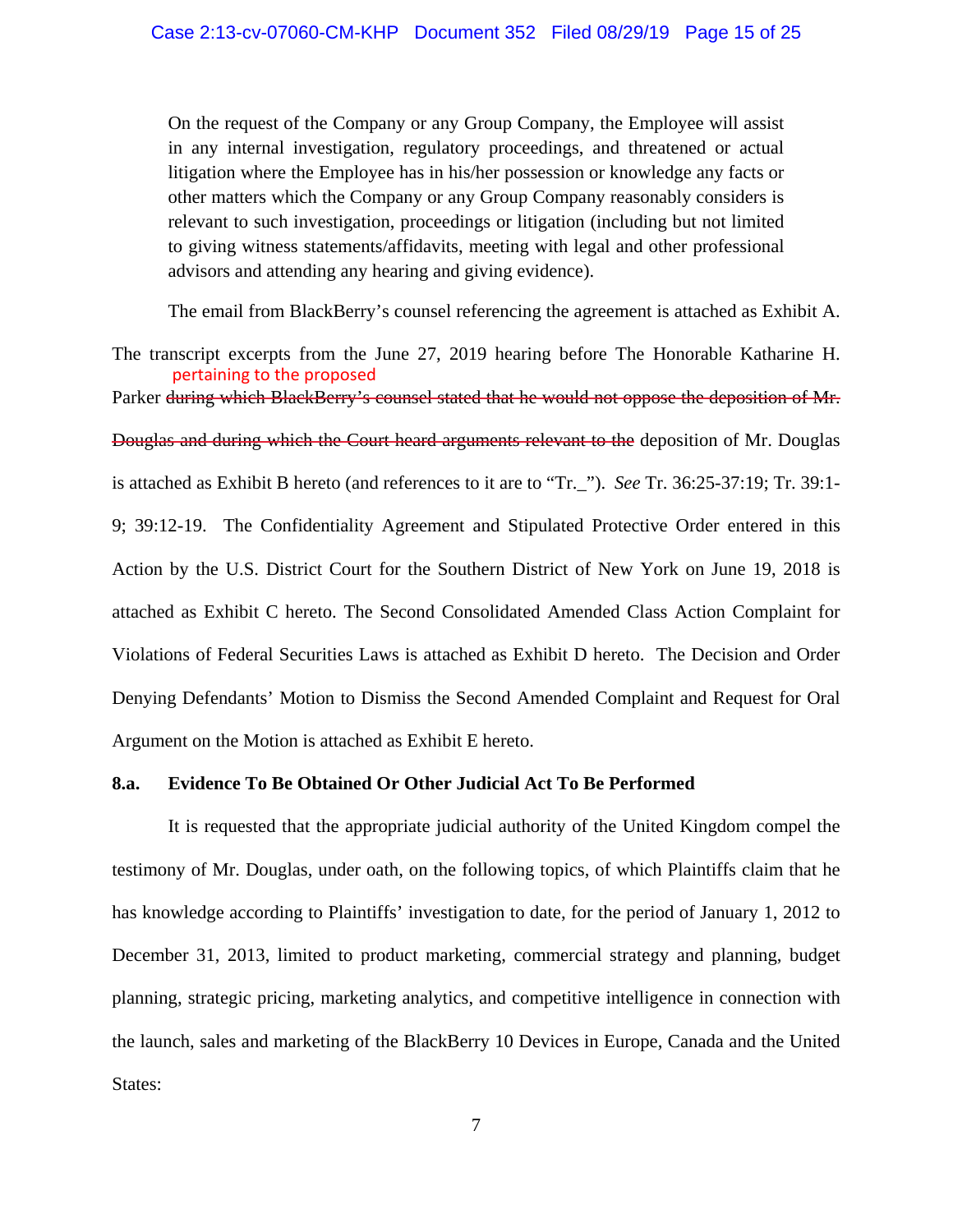On the request of the Company or any Group Company, the Employee will assist in any internal investigation, regulatory proceedings, and threatened or actual litigation where the Employee has in his/her possession or knowledge any facts or other matters which the Company or any Group Company reasonably considers is relevant to such investigation, proceedings or litigation (including but not limited to giving witness statements/affidavits, meeting with legal and other professional advisors and attending any hearing and giving evidence).

The email from BlackBerry's counsel referencing the agreement is attached as Exhibit A. The transcript excerpts from the June 27, 2019 hearing before The Honorable Katharine H. Parker pertaining to the proposed ~~during which BlackBerry's counsel stated that he would not oppose the deposition of Mr. Douglas and during which the Court heard arguments relevant to the~~ deposition of Mr. Douglas is attached as Exhibit B hereto (and references to it are to "Tr._"). *See* Tr. 36:25-37:19; Tr. 39:1-9; 39:12-19. The Confidentiality Agreement and Stipulated Protective Order entered in this Action by the U.S. District Court for the Southern District of New York on June 19, 2018 is attached as Exhibit C hereto. The Second Consolidated Amended Class Action Complaint for Violations of Federal Securities Laws is attached as Exhibit D hereto. The Decision and Order Denying Defendants' Motion to Dismiss the Second Amended Complaint and Request for Oral Argument on the Motion is attached as Exhibit E hereto.

**8.a. Evidence To Be Obtained Or Other Judicial Act To Be Performed**

It is requested that the appropriate judicial authority of the United Kingdom compel the testimony of Mr. Douglas, under oath, on the following topics, of which Plaintiffs claim that he has knowledge according to Plaintiffs' investigation to date, for the period of January 1, 2012 to December 31, 2013, limited to product marketing, commercial strategy and planning, budget planning, strategic pricing, marketing analytics, and competitive intelligence in connection with the launch, sales and marketing of the BlackBerry 10 Devices in Europe, Canada and the United States: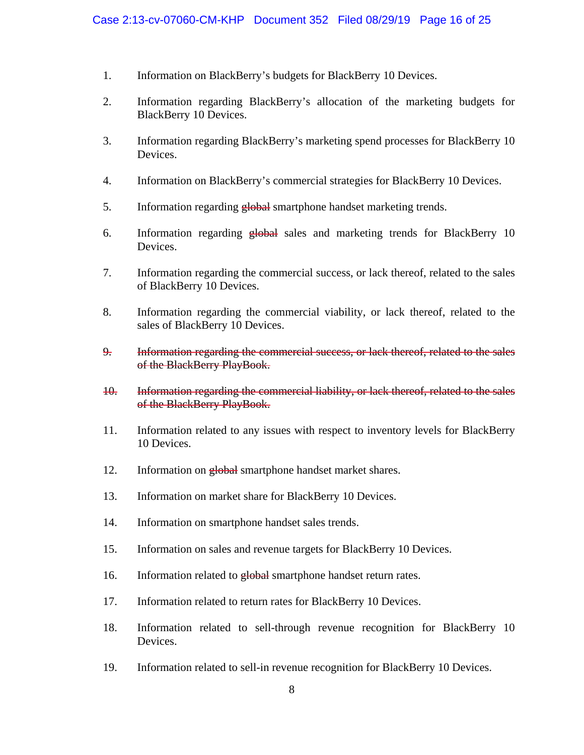1. Information on BlackBerry's budgets for BlackBerry 10 Devices.

2. Information regarding BlackBerry's allocation of the marketing budgets for BlackBerry 10 Devices.

3. Information regarding BlackBerry's marketing spend processes for BlackBerry 10 Devices.

4. Information on BlackBerry's commercial strategies for BlackBerry 10 Devices.

5. Information regarding ~~global~~ smartphone handset marketing trends.

6. Information regarding ~~global~~ sales and marketing trends for BlackBerry 10 Devices.

7. Information regarding the commercial success, or lack thereof, related to the sales of BlackBerry 10 Devices.

8. Information regarding the commercial viability, or lack thereof, related to the sales of BlackBerry 10 Devices.

~~9. Information regarding the commercial success, or lack thereof, related to the sales of the BlackBerry PlayBook.~~

~~10. Information regarding the commercial liability, or lack thereof, related to the sales of the BlackBerry PlayBook.~~

11. Information related to any issues with respect to inventory levels for BlackBerry 10 Devices.

12. Information on ~~global~~ smartphone handset market shares.

13. Information on market share for BlackBerry 10 Devices.

14. Information on smartphone handset sales trends.

15. Information on sales and revenue targets for BlackBerry 10 Devices.

16. Information related to ~~global~~ smartphone handset return rates.

17. Information related to return rates for BlackBerry 10 Devices.

18. Information related to sell-through revenue recognition for BlackBerry 10 Devices.

19. Information related to sell-in revenue recognition for BlackBerry 10 Devices.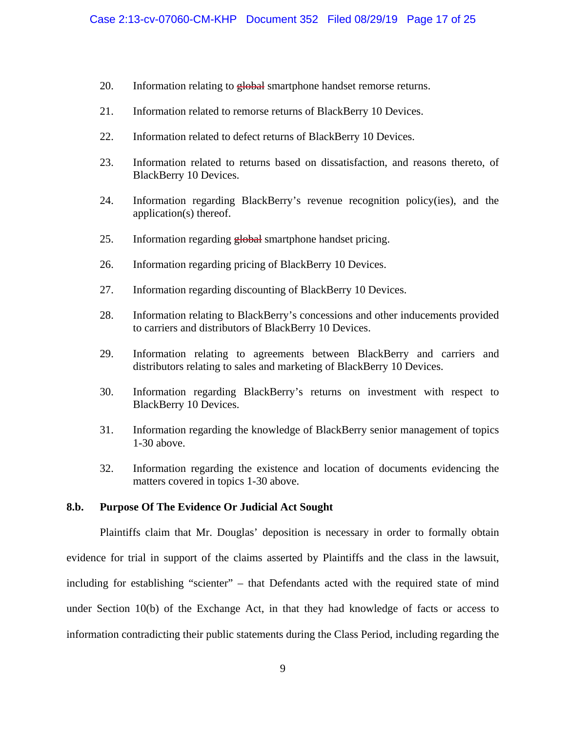20. Information relating to ~~global~~ smartphone handset remorse returns.

21. Information related to remorse returns of BlackBerry 10 Devices.

22. Information related to defect returns of BlackBerry 10 Devices.

23. Information related to returns based on dissatisfaction, and reasons thereto, of BlackBerry 10 Devices.

24. Information regarding BlackBerry's revenue recognition policy(ies), and the application(s) thereof.

25. Information regarding ~~global~~ smartphone handset pricing.

26. Information regarding pricing of BlackBerry 10 Devices.

27. Information regarding discounting of BlackBerry 10 Devices.

28. Information relating to BlackBerry's concessions and other inducements provided to carriers and distributors of BlackBerry 10 Devices.

29. Information relating to agreements between BlackBerry and carriers and distributors relating to sales and marketing of BlackBerry 10 Devices.

30. Information regarding BlackBerry's returns on investment with respect to BlackBerry 10 Devices.

31. Information regarding the knowledge of BlackBerry senior management of topics 1-30 above.

32. Information regarding the existence and location of documents evidencing the matters covered in topics 1-30 above.

**8.b. Purpose Of The Evidence Or Judicial Act Sought**

Plaintiffs claim that Mr. Douglas' deposition is necessary in order to formally obtain evidence for trial in support of the claims asserted by Plaintiffs and the class in the lawsuit, including for establishing "scienter" – that Defendants acted with the required state of mind under Section 10(b) of the Exchange Act, in that they had knowledge of facts or access to information contradicting their public statements during the Class Period, including regarding the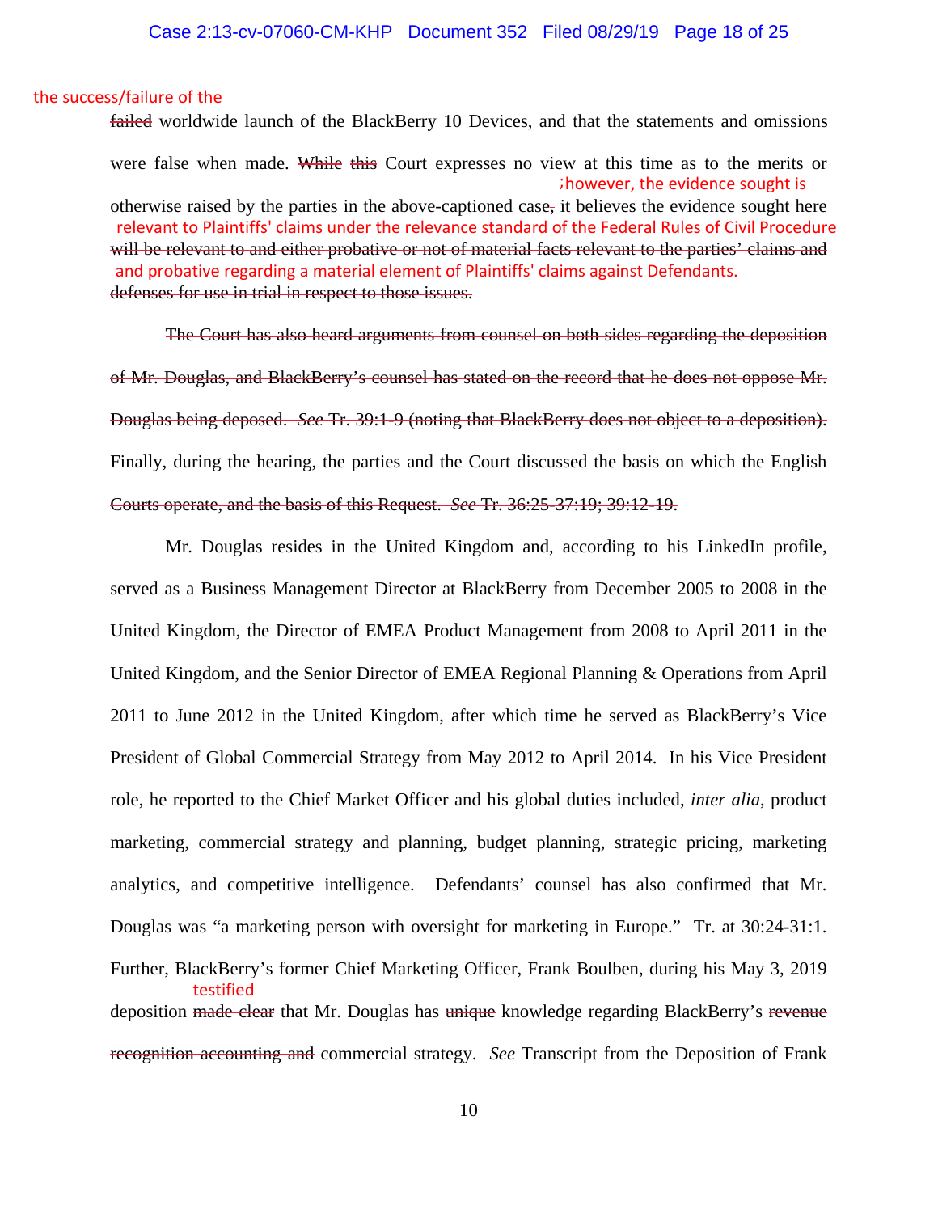the success/failure of the ~~failed~~ worldwide launch of the BlackBerry 10 Devices, and that the statements and omissions were false when made. ~~While this~~ Court expresses no view at this time as to the merits or otherwise raised by the parties in the above-captioned case~~,~~ ;however, the evidence sought is ~~it believes the evidence sought here will be relevant to and either probative or not of material facts relevant to the parties' claims and defenses for use in trial in respect to those issues.~~ relevant to Plaintiffs' claims under the relevance standard of the Federal Rules of Civil Procedure and probative regarding a material element of Plaintiffs' claims against Defendants.

~~The Court has also heard arguments from counsel on both sides regarding the deposition of Mr. Douglas, and BlackBerry's counsel has stated on the record that he does not oppose Mr. Douglas being deposed. *See* Tr. 39:1-9 (noting that BlackBerry does not object to a deposition). Finally, during the hearing, the parties and the Court discussed the basis on which the English Courts operate, and the basis of this Request. *See* Tr. 36:25-37:19; 39:12-19.~~

Mr. Douglas resides in the United Kingdom and, according to his LinkedIn profile, served as a Business Management Director at BlackBerry from December 2005 to 2008 in the United Kingdom, the Director of EMEA Product Management from 2008 to April 2011 in the United Kingdom, and the Senior Director of EMEA Regional Planning & Operations from April 2011 to June 2012 in the United Kingdom, after which time he served as BlackBerry's Vice President of Global Commercial Strategy from May 2012 to April 2014. In his Vice President role, he reported to the Chief Market Officer and his global duties included, *inter alia*, product marketing, commercial strategy and planning, budget planning, strategic pricing, marketing analytics, and competitive intelligence. Defendants' counsel has also confirmed that Mr. Douglas was "a marketing person with oversight for marketing in Europe." Tr. at 30:24-31:1. Further, BlackBerry's former Chief Marketing Officer, Frank Boulben, during his May 3, 2019 deposition ~~made clear~~ testified that Mr. Douglas has ~~unique~~ knowledge regarding BlackBerry's ~~revenue recognition accounting and~~ commercial strategy. *See* Transcript from the Deposition of Frank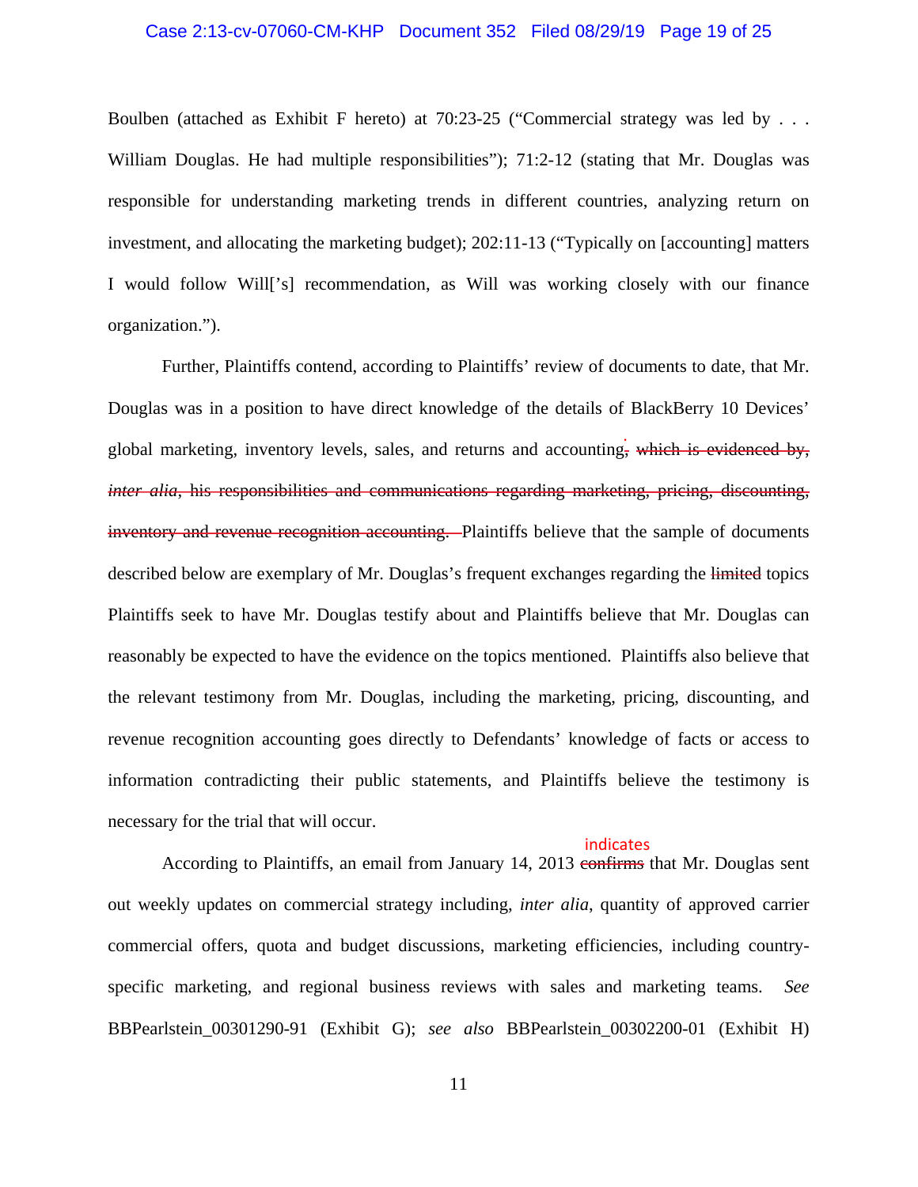Boulben (attached as Exhibit F hereto) at 70:23-25 ("Commercial strategy was led by . . . William Douglas. He had multiple responsibilities"); 71:2-12 (stating that Mr. Douglas was responsible for understanding marketing trends in different countries, analyzing return on investment, and allocating the marketing budget); 202:11-13 ("Typically on [accounting] matters I would follow Will['s] recommendation, as Will was working closely with our finance organization.").

Further, Plaintiffs contend, according to Plaintiffs' review of documents to date, that Mr. Douglas was in a position to have direct knowledge of the details of BlackBerry 10 Devices' global marketing, inventory levels, sales, and returns and accounting.~~, which is evidenced by, *inter alia*, his responsibilities and communications regarding marketing, pricing, discounting, inventory and revenue recognition accounting.~~ Plaintiffs believe that the sample of documents described below are exemplary of Mr. Douglas's frequent exchanges regarding the ~~limited~~ topics Plaintiffs seek to have Mr. Douglas testify about and Plaintiffs believe that Mr. Douglas can reasonably be expected to have the evidence on the topics mentioned. Plaintiffs also believe that the relevant testimony from Mr. Douglas, including the marketing, pricing, discounting, and revenue recognition accounting goes directly to Defendants' knowledge of facts or access to information contradicting their public statements, and Plaintiffs believe the testimony is necessary for the trial that will occur.

According to Plaintiffs, an email from January 14, 2013 indicates ~~confirms~~ that Mr. Douglas sent out weekly updates on commercial strategy including, *inter alia*, quantity of approved carrier commercial offers, quota and budget discussions, marketing efficiencies, including country-specific marketing, and regional business reviews with sales and marketing teams. *See* BBPearlstein_00301290-91 (Exhibit G); *see also* BBPearlstein_00302200-01 (Exhibit H)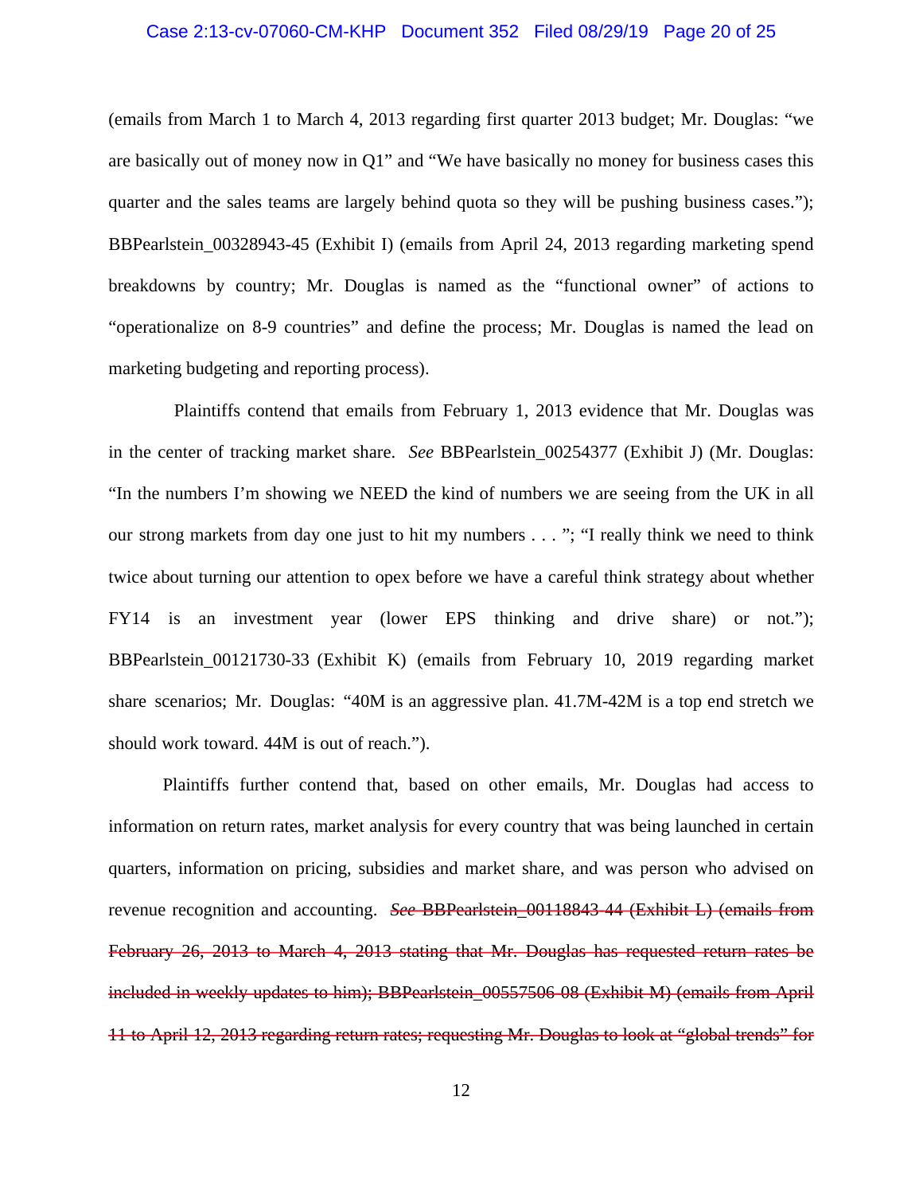(emails from March 1 to March 4, 2013 regarding first quarter 2013 budget; Mr. Douglas: "we are basically out of money now in Q1" and "We have basically no money for business cases this quarter and the sales teams are largely behind quota so they will be pushing business cases."); BBPearlstein_00328943-45 (Exhibit I) (emails from April 24, 2013 regarding marketing spend breakdowns by country; Mr. Douglas is named as the "functional owner" of actions to "operationalize on 8-9 countries" and define the process; Mr. Douglas is named the lead on marketing budgeting and reporting process).

Plaintiffs contend that emails from February 1, 2013 evidence that Mr. Douglas was in the center of tracking market share. *See* BBPearlstein_00254377 (Exhibit J) (Mr. Douglas: "In the numbers I'm showing we NEED the kind of numbers we are seeing from the UK in all our strong markets from day one just to hit my numbers . . . "; "I really think we need to think twice about turning our attention to opex before we have a careful think strategy about whether FY14 is an investment year (lower EPS thinking and drive share) or not."); BBPearlstein_00121730-33 (Exhibit K) (emails from February 10, 2019 regarding market share scenarios; Mr. Douglas: "40M is an aggressive plan. 41.7M-42M is a top end stretch we should work toward. 44M is out of reach.").

Plaintiffs further contend that, based on other emails, Mr. Douglas had access to information on return rates, market analysis for every country that was being launched in certain quarters, information on pricing, subsidies and market share, and was person who advised on revenue recognition and accounting. ~~*See* BBPearlstein_00118843-44 (Exhibit L) (emails from February 26, 2013 to March 4, 2013 stating that Mr. Douglas has requested return rates be included in weekly updates to him); BBPearlstein_00557506-08 (Exhibit M) (emails from April 11 to April 12, 2013 regarding return rates; requesting Mr. Douglas to look at "global trends" for~~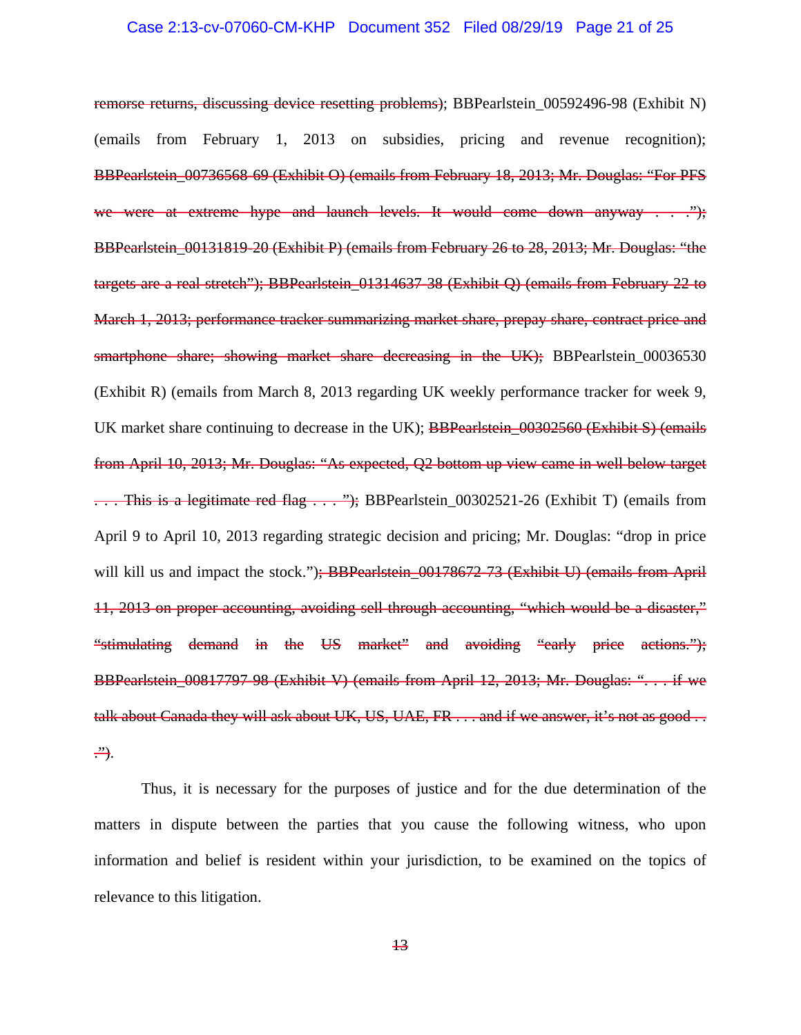~~remorse returns, discussing device resetting problems)~~; BBPearlstein_00592496-98 (Exhibit N) (emails from February 1, 2013 on subsidies, pricing and revenue recognition); ~~BBPearlstein_00736568-69 (Exhibit O) (emails from February 18, 2013; Mr. Douglas: "For PFS we were at extreme hype and launch levels. It would come down anyway . . ."); BBPearlstein_00131819-20 (Exhibit P) (emails from February 26 to 28, 2013; Mr. Douglas: "the targets are a real stretch"); BBPearlstein_01314637-38 (Exhibit Q) (emails from February 22 to March 1, 2013; performance tracker summarizing market share, prepay share, contract price and smartphone share; showing market share decreasing in the UK);~~ BBPearlstein_00036530 (Exhibit R) (emails from March 8, 2013 regarding UK weekly performance tracker for week 9, UK market share continuing to decrease in the UK); ~~BBPearlstein_00302560 (Exhibit S) (emails from April 10, 2013; Mr. Douglas: "As expected, Q2 bottom up view came in well below target . . . This is a legitimate red flag . . . ");~~ BBPearlstein_00302521-26 (Exhibit T) (emails from April 9 to April 10, 2013 regarding strategic decision and pricing; Mr. Douglas: "drop in price will kill us and impact the stock.")~~; BBPearlstein_00178672-73 (Exhibit U) (emails from April 11, 2013 on proper accounting, avoiding sell-through accounting, "which would be a disaster," "stimulating demand in the US market" and avoiding "early price actions."); BBPearlstein_00817797-98 (Exhibit V) (emails from April 12, 2013; Mr. Douglas: ". . . if we talk about Canada they will ask about UK, US, UAE, FR . . . and if we answer, it's not as good . . .")~~.

Thus, it is necessary for the purposes of justice and for the due determination of the matters in dispute between the parties that you cause the following witness, who upon information and belief is resident within your jurisdiction, to be examined on the topics of relevance to this litigation.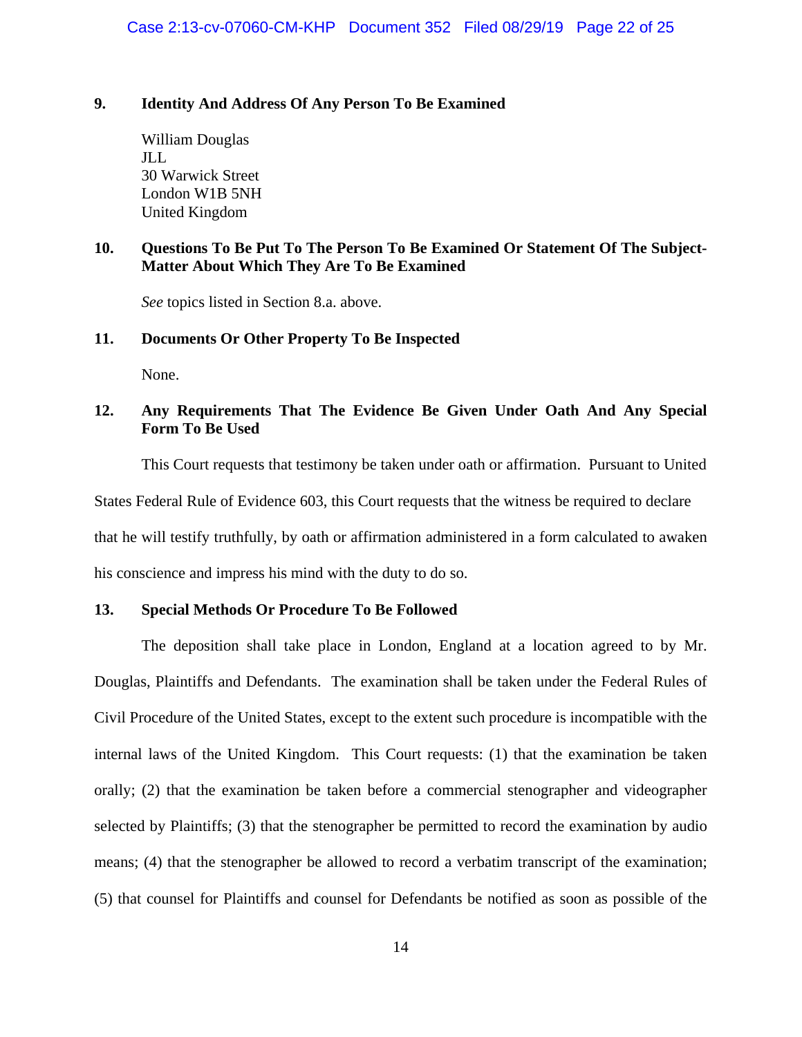**9. Identity And Address Of Any Person To Be Examined**

William Douglas
JLL
30 Warwick Street
London W1B 5NH
United Kingdom

**10. Questions To Be Put To The Person To Be Examined Or Statement Of The Subject-Matter About Which They Are To Be Examined**

*See* topics listed in Section 8.a. above.

**11. Documents Or Other Property To Be Inspected**

None.

**12. Any Requirements That The Evidence Be Given Under Oath And Any Special Form To Be Used**

This Court requests that testimony be taken under oath or affirmation. Pursuant to United States Federal Rule of Evidence 603, this Court requests that the witness be required to declare that he will testify truthfully, by oath or affirmation administered in a form calculated to awaken his conscience and impress his mind with the duty to do so.

**13. Special Methods Or Procedure To Be Followed**

The deposition shall take place in London, England at a location agreed to by Mr. Douglas, Plaintiffs and Defendants. The examination shall be taken under the Federal Rules of Civil Procedure of the United States, except to the extent such procedure is incompatible with the internal laws of the United Kingdom. This Court requests: (1) that the examination be taken orally; (2) that the examination be taken before a commercial stenographer and videographer selected by Plaintiffs; (3) that the stenographer be permitted to record the examination by audio means; (4) that the stenographer be allowed to record a verbatim transcript of the examination; (5) that counsel for Plaintiffs and counsel for Defendants be notified as soon as possible of the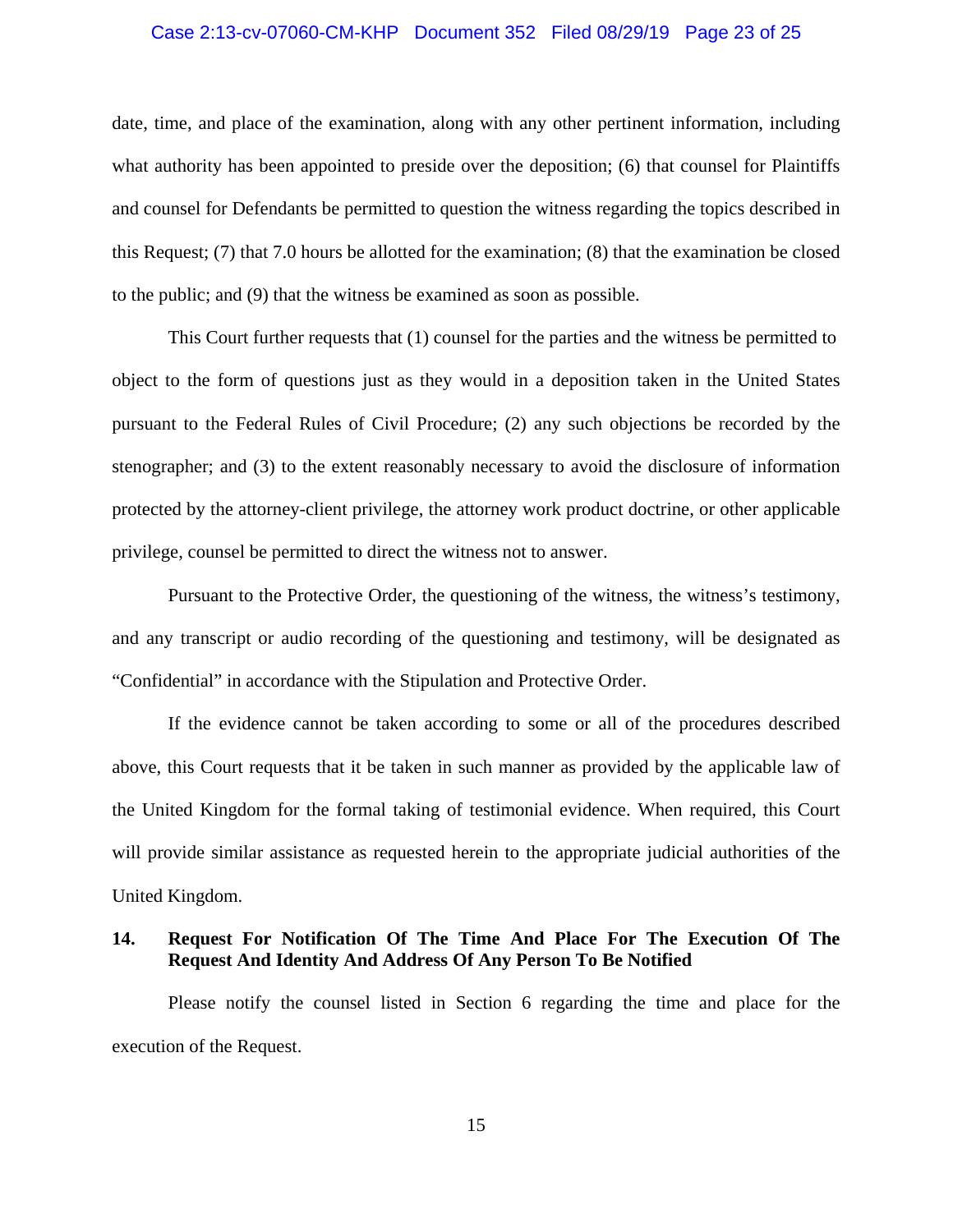date, time, and place of the examination, along with any other pertinent information, including what authority has been appointed to preside over the deposition; (6) that counsel for Plaintiffs and counsel for Defendants be permitted to question the witness regarding the topics described in this Request; (7) that 7.0 hours be allotted for the examination; (8) that the examination be closed to the public; and (9) that the witness be examined as soon as possible.

This Court further requests that (1) counsel for the parties and the witness be permitted to object to the form of questions just as they would in a deposition taken in the United States pursuant to the Federal Rules of Civil Procedure; (2) any such objections be recorded by the stenographer; and (3) to the extent reasonably necessary to avoid the disclosure of information protected by the attorney-client privilege, the attorney work product doctrine, or other applicable privilege, counsel be permitted to direct the witness not to answer.

Pursuant to the Protective Order, the questioning of the witness, the witness's testimony, and any transcript or audio recording of the questioning and testimony, will be designated as "Confidential" in accordance with the Stipulation and Protective Order.

If the evidence cannot be taken according to some or all of the procedures described above, this Court requests that it be taken in such manner as provided by the applicable law of the United Kingdom for the formal taking of testimonial evidence. When required, this Court will provide similar assistance as requested herein to the appropriate judicial authorities of the United Kingdom.

## 14. Request For Notification Of The Time And Place For The Execution Of The Request And Identity And Address Of Any Person To Be Notified

Please notify the counsel listed in Section 6 regarding the time and place for the execution of the Request.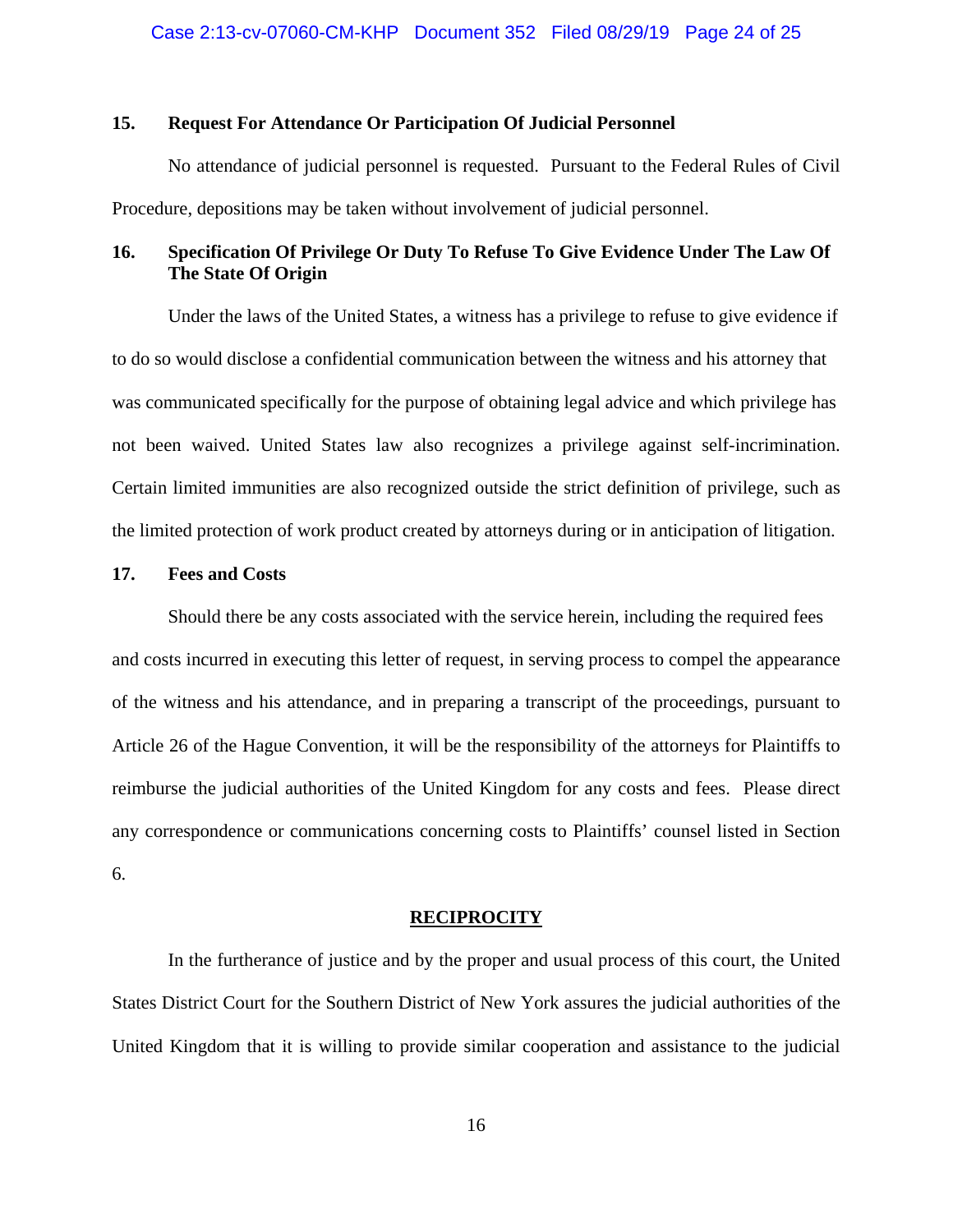**15. Request For Attendance Or Participation Of Judicial Personnel**

No attendance of judicial personnel is requested. Pursuant to the Federal Rules of Civil Procedure, depositions may be taken without involvement of judicial personnel.

**16. Specification Of Privilege Or Duty To Refuse To Give Evidence Under The Law Of The State Of Origin**

Under the laws of the United States, a witness has a privilege to refuse to give evidence if to do so would disclose a confidential communication between the witness and his attorney that was communicated specifically for the purpose of obtaining legal advice and which privilege has not been waived. United States law also recognizes a privilege against self-incrimination. Certain limited immunities are also recognized outside the strict definition of privilege, such as the limited protection of work product created by attorneys during or in anticipation of litigation.

**17. Fees and Costs**

Should there be any costs associated with the service herein, including the required fees and costs incurred in executing this letter of request, in serving process to compel the appearance of the witness and his attendance, and in preparing a transcript of the proceedings, pursuant to Article 26 of the Hague Convention, it will be the responsibility of the attorneys for Plaintiffs to reimburse the judicial authorities of the United Kingdom for any costs and fees. Please direct any correspondence or communications concerning costs to Plaintiffs' counsel listed in Section 6.

**RECIPROCITY**

In the furtherance of justice and by the proper and usual process of this court, the United States District Court for the Southern District of New York assures the judicial authorities of the United Kingdom that it is willing to provide similar cooperation and assistance to the judicial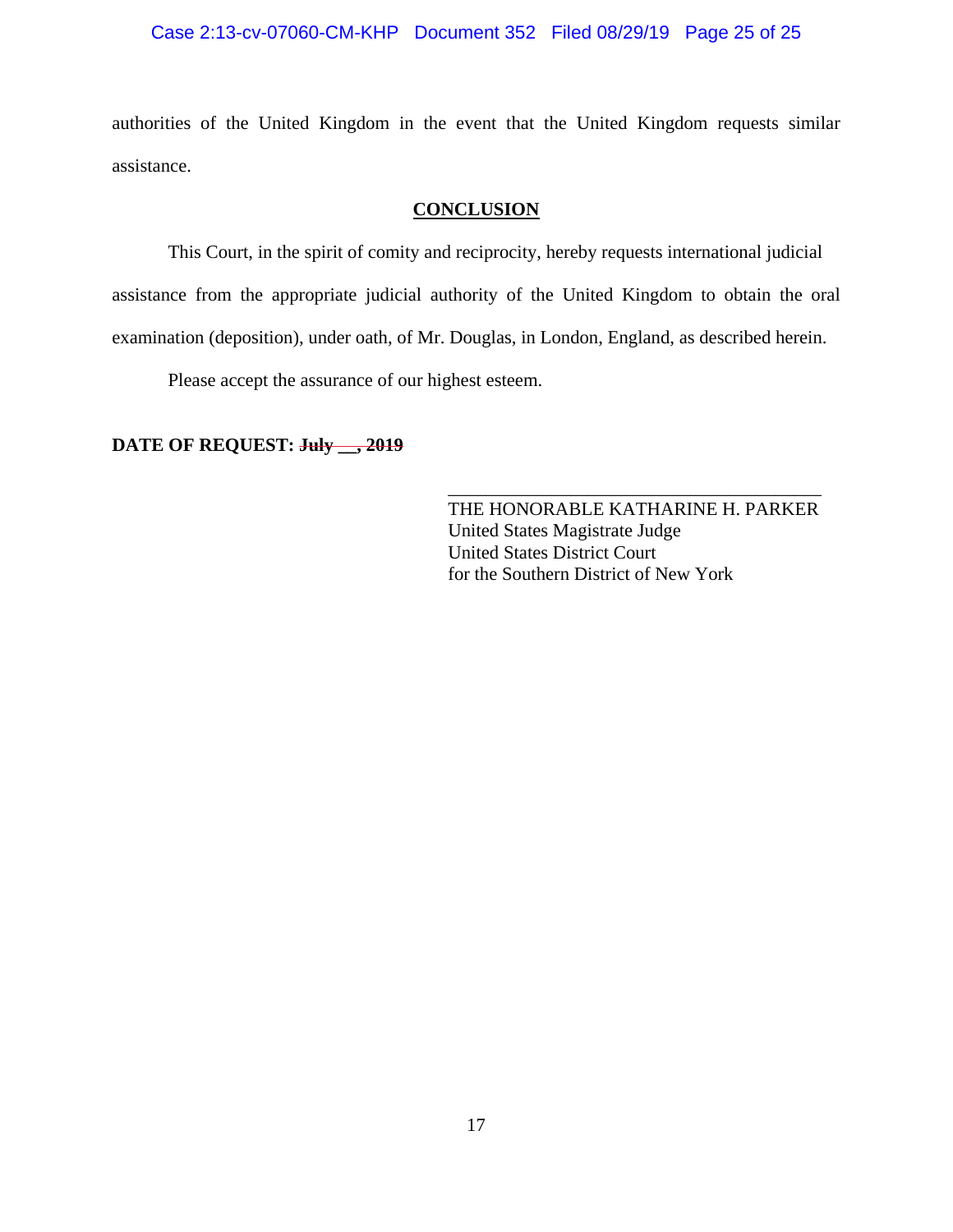authorities of the United Kingdom in the event that the United Kingdom requests similar assistance.

## CONCLUSION

This Court, in the spirit of comity and reciprocity, hereby requests international judicial assistance from the appropriate judicial authority of the United Kingdom to obtain the oral examination (deposition), under oath, of Mr. Douglas, in London, England, as described herein.

Please accept the assurance of our highest esteem.

**DATE OF REQUEST:** ~~**July __, 2019**~~

\_\_\_\_\_\_\_\_\_\_\_\_\_\_\_\_\_\_\_\_\_\_\_\_\_\_\_\_\_\_\_\_\_\_\_\_\_\_
THE HONORABLE KATHARINE H. PARKER
United States Magistrate Judge
United States District Court
for the Southern District of New York